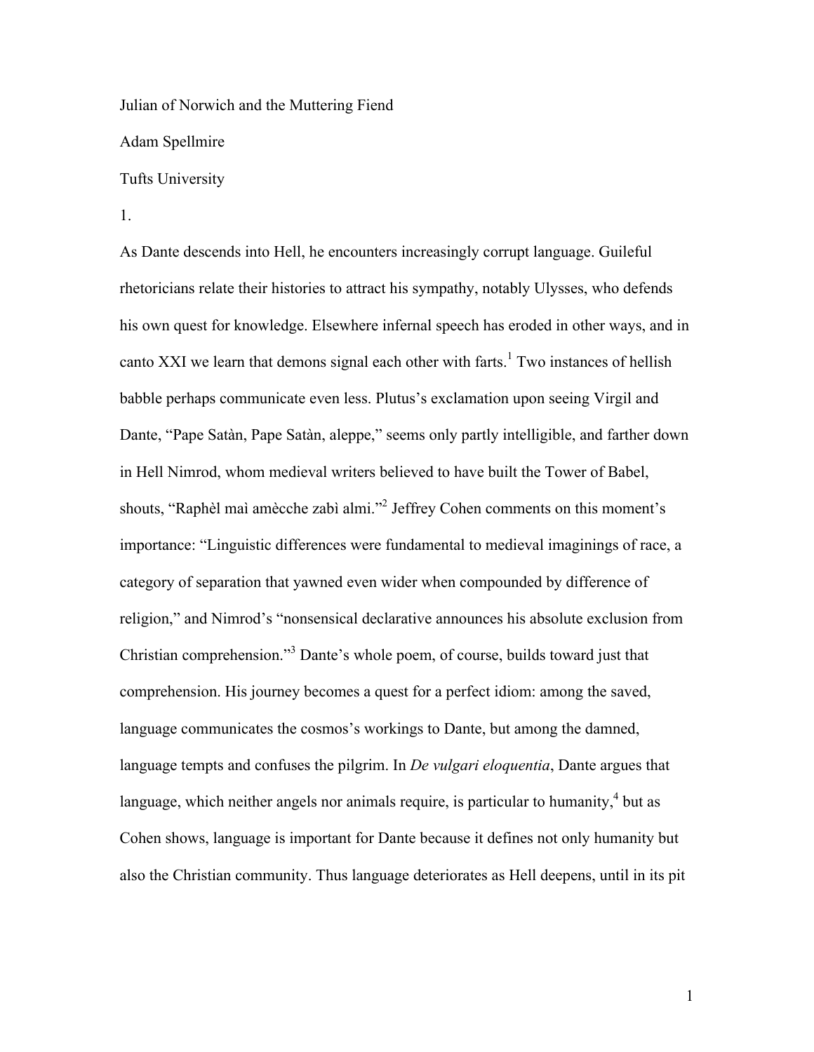# Julian of Norwich and the Muttering Fiend

Adam Spellmire

Tufts University

## 1.

As Dante descends into Hell, he encounters increasingly corrupt language. Guileful rhetoricians relate their histories to attract his sympathy, notably Ulysses, who defends his own quest for knowledge. Elsewhere infernal speech has eroded in other ways, and in canto XXI we learn that demons signal each other with farts.[1] Two instances of hellish babble perhaps communicate even less. Plutus's exclamation upon seeing Virgil and Dante, "Pape Satàn, Pape Satàn, aleppe," seems only partly intelligible, and farther down in Hell Nimrod, whom medieval writers believed to have built the Tower of Babel, shouts, "Raphèl maì amècche zabì almi."[2] Jeffrey Cohen comments on this moment's importance: "Linguistic differences were fundamental to medieval imaginings of race, a category of separation that yawned even wider when compounded by difference of religion," and Nimrod's "nonsensical declarative announces his absolute exclusion from Christian comprehension."[3] Dante's whole poem, of course, builds toward just that comprehension. His journey becomes a quest for a perfect idiom: among the saved, language communicates the cosmos's workings to Dante, but among the damned, language tempts and confuses the pilgrim. In *De vulgari eloquentia*, Dante argues that language, which neither angels nor animals require, is particular to humanity,[4] but as Cohen shows, language is important for Dante because it defines not only humanity but also the Christian community. Thus language deteriorates as Hell deepens, until in its pit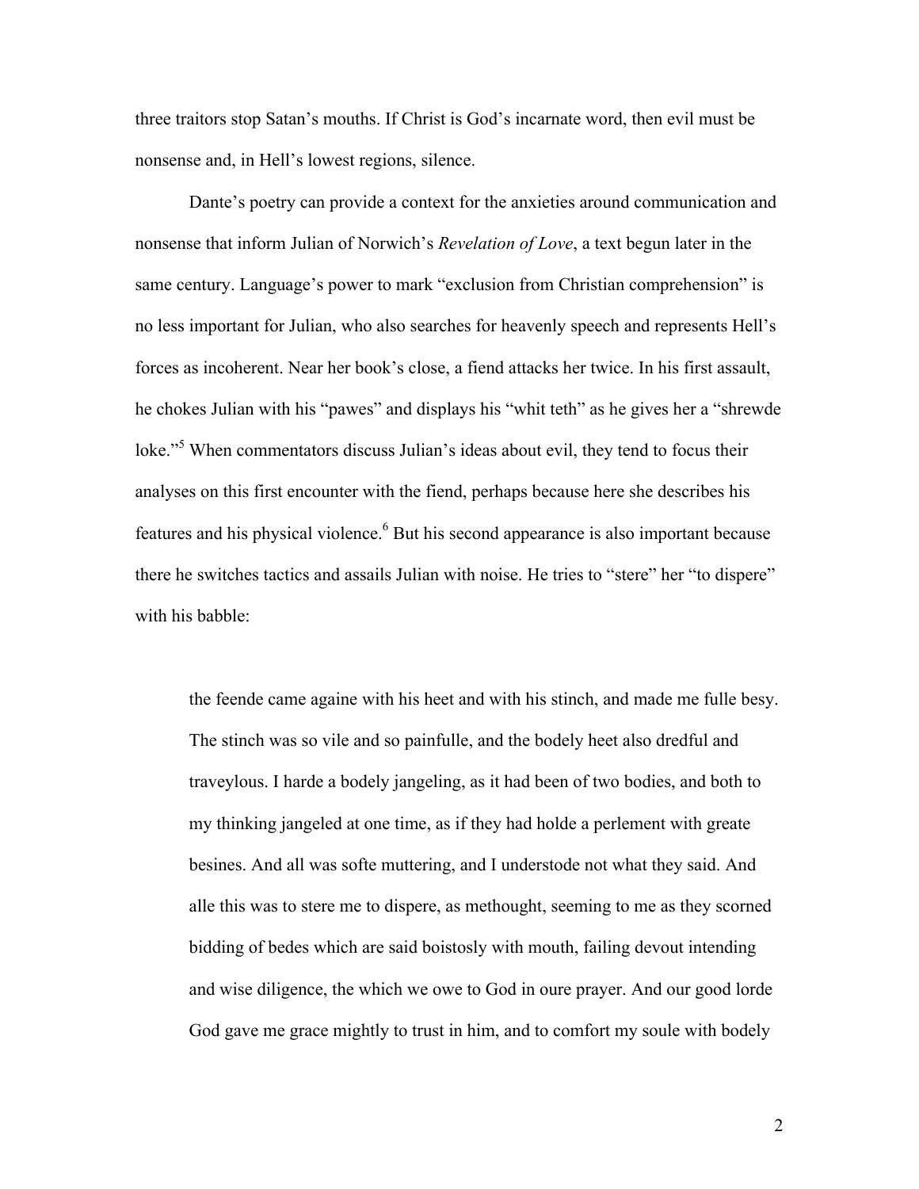three traitors stop Satan's mouths. If Christ is God's incarnate word, then evil must be nonsense and, in Hell's lowest regions, silence.

Dante's poetry can provide a context for the anxieties around communication and nonsense that inform Julian of Norwich's *Revelation of Love*, a text begun later in the same century. Language's power to mark "exclusion from Christian comprehension" is no less important for Julian, who also searches for heavenly speech and represents Hell's forces as incoherent. Near her book's close, a fiend attacks her twice. In his first assault, he chokes Julian with his "pawes" and displays his "whit teth" as he gives her a "shrewde loke."[5] When commentators discuss Julian's ideas about evil, they tend to focus their analyses on this first encounter with the fiend, perhaps because here she describes his features and his physical violence.[6] But his second appearance is also important because there he switches tactics and assails Julian with noise. He tries to "stere" her "to dispere" with his babble:

> the feende came againe with his heet and with his stinch, and made me fulle besy. The stinch was so vile and so painfulle, and the bodely heet also dredful and traveylous. I harde a bodely jangeling, as it had been of two bodies, and both to my thinking jangeled at one time, as if they had holde a perlement with greate besines. And all was softe muttering, and I understode not what they said. And alle this was to stere me to dispere, as methought, seeming to me as they scorned bidding of bedes which are said boistosly with mouth, failing devout intending and wise diligence, the which we owe to God in oure prayer. And our good lorde God gave me grace mightly to trust in him, and to comfort my soule with bodely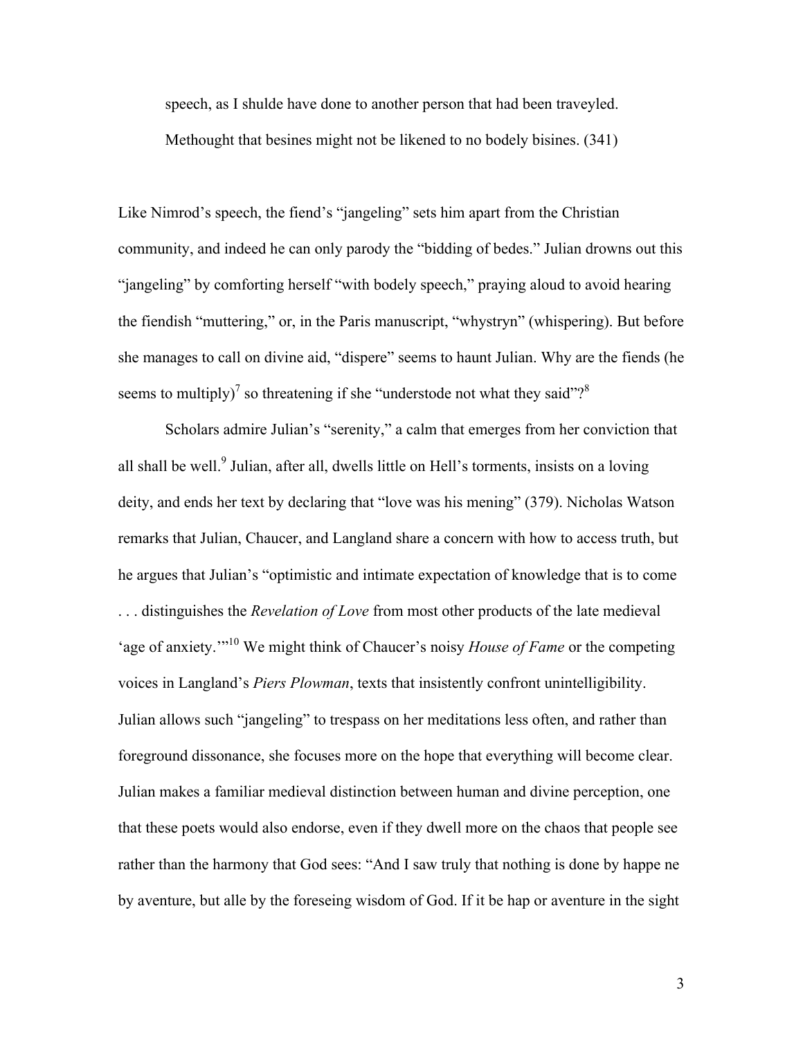speech, as I shulde have done to another person that had been traveyled. Methought that besines might not be likened to no bodely bisines. (341)

Like Nimrod's speech, the fiend's "jangeling" sets him apart from the Christian community, and indeed he can only parody the "bidding of bedes." Julian drowns out this "jangeling" by comforting herself "with bodely speech," praying aloud to avoid hearing the fiendish "muttering," or, in the Paris manuscript, "whystryn" (whispering). But before she manages to call on divine aid, "dispere" seems to haunt Julian. Why are the fiends (he seems to multiply)[7] so threatening if she "understode not what they said"?[8]

Scholars admire Julian's "serenity," a calm that emerges from her conviction that all shall be well.[9] Julian, after all, dwells little on Hell's torments, insists on a loving deity, and ends her text by declaring that "love was his mening" (379). Nicholas Watson remarks that Julian, Chaucer, and Langland share a concern with how to access truth, but he argues that Julian's "optimistic and intimate expectation of knowledge that is to come . . . distinguishes the *Revelation of Love* from most other products of the late medieval 'age of anxiety.'"[10] We might think of Chaucer's noisy *House of Fame* or the competing voices in Langland's *Piers Plowman*, texts that insistently confront unintelligibility. Julian allows such "jangeling" to trespass on her meditations less often, and rather than foreground dissonance, she focuses more on the hope that everything will become clear. Julian makes a familiar medieval distinction between human and divine perception, one that these poets would also endorse, even if they dwell more on the chaos that people see rather than the harmony that God sees: "And I saw truly that nothing is done by happe ne by aventure, but alle by the foreseing wisdom of God. If it be hap or aventure in the sight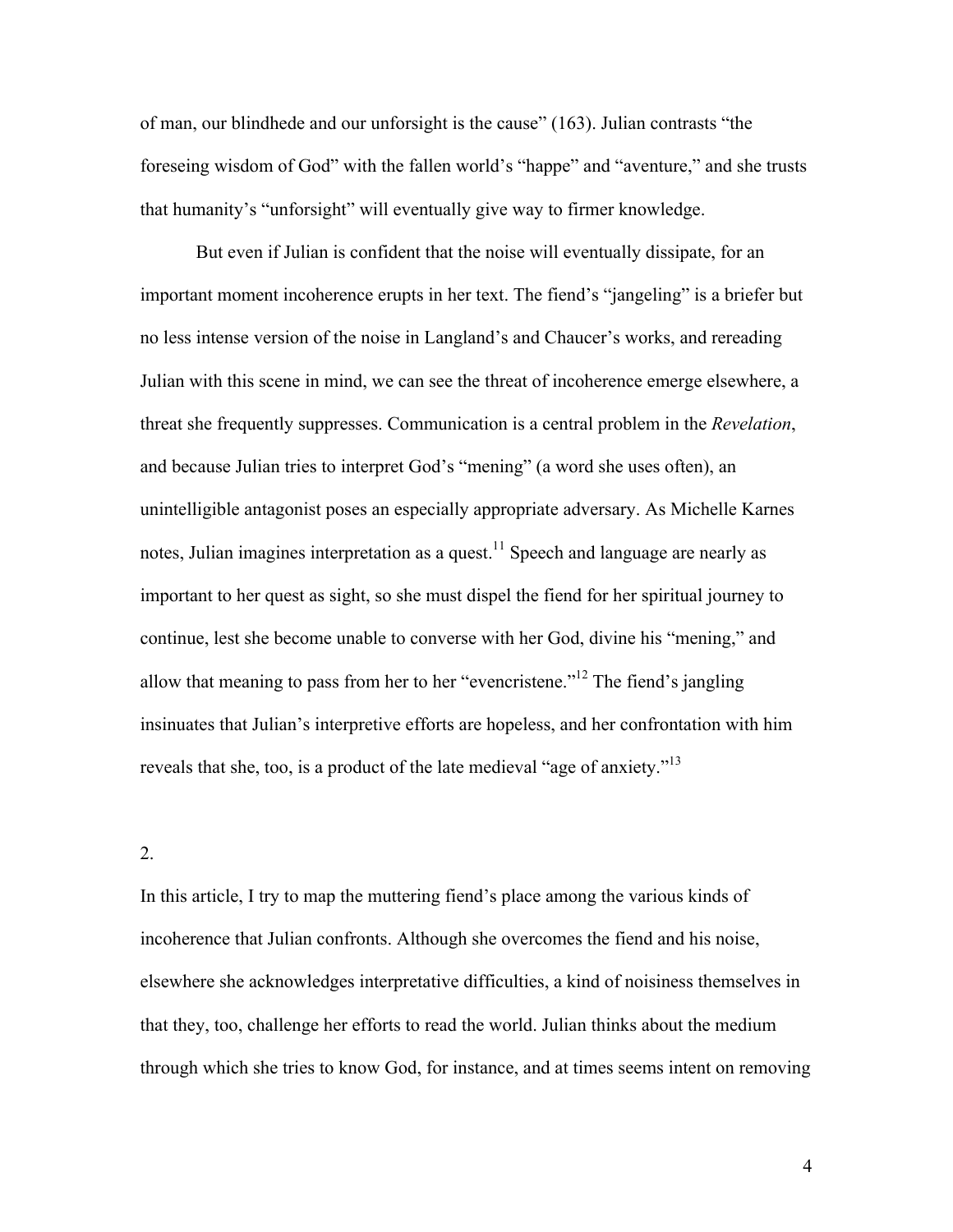of man, our blindhede and our unforsight is the cause" (163). Julian contrasts "the foreseing wisdom of God" with the fallen world's "happe" and "aventure," and she trusts that humanity's "unforsight" will eventually give way to firmer knowledge.

But even if Julian is confident that the noise will eventually dissipate, for an important moment incoherence erupts in her text. The fiend's "jangeling" is a briefer but no less intense version of the noise in Langland's and Chaucer's works, and rereading Julian with this scene in mind, we can see the threat of incoherence emerge elsewhere, a threat she frequently suppresses. Communication is a central problem in the *Revelation*, and because Julian tries to interpret God's "mening" (a word she uses often), an unintelligible antagonist poses an especially appropriate adversary. As Michelle Karnes notes, Julian imagines interpretation as a quest.[11] Speech and language are nearly as important to her quest as sight, so she must dispel the fiend for her spiritual journey to continue, lest she become unable to converse with her God, divine his "mening," and allow that meaning to pass from her to her "evencristene."[12] The fiend's jangling insinuates that Julian's interpretive efforts are hopeless, and her confrontation with him reveals that she, too, is a product of the late medieval "age of anxiety."[13]

## 2.

In this article, I try to map the muttering fiend's place among the various kinds of incoherence that Julian confronts. Although she overcomes the fiend and his noise, elsewhere she acknowledges interpretative difficulties, a kind of noisiness themselves in that they, too, challenge her efforts to read the world. Julian thinks about the medium through which she tries to know God, for instance, and at times seems intent on removing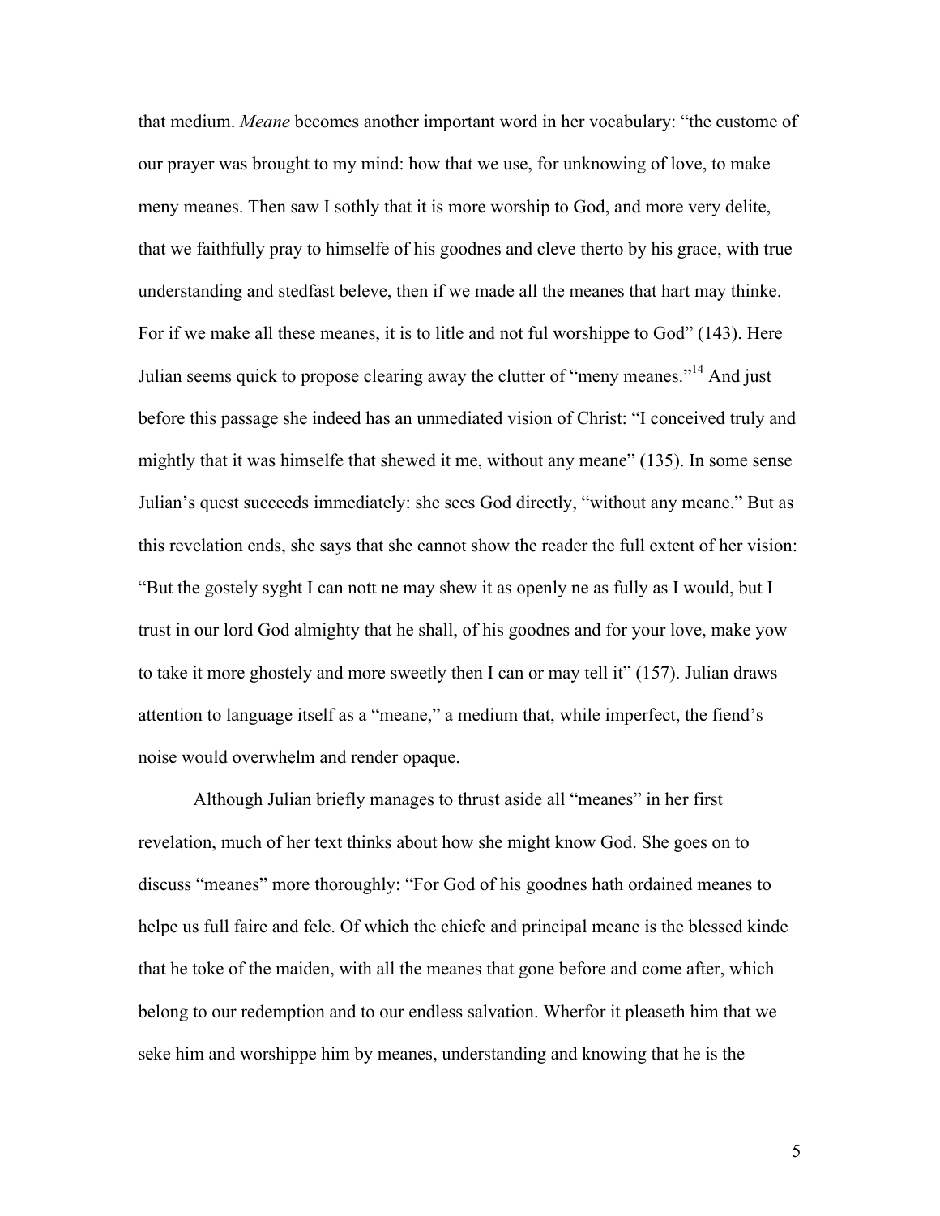that medium. *Meane* becomes another important word in her vocabulary: "the custome of our prayer was brought to my mind: how that we use, for unknowing of love, to make meny meanes. Then saw I sothly that it is more worship to God, and more very delite, that we faithfully pray to himselfe of his goodnes and cleve therto by his grace, with true understanding and stedfast beleve, then if we made all the meanes that hart may thinke. For if we make all these meanes, it is to litle and not ful worshippe to God" (143). Here Julian seems quick to propose clearing away the clutter of "meny meanes."[14] And just before this passage she indeed has an unmediated vision of Christ: "I conceived truly and mightly that it was himselfe that shewed it me, without any meane" (135). In some sense Julian's quest succeeds immediately: she sees God directly, "without any meane." But as this revelation ends, she says that she cannot show the reader the full extent of her vision: "But the gostely syght I can nott ne may shew it as openly ne as fully as I would, but I trust in our lord God almighty that he shall, of his goodnes and for your love, make yow to take it more ghostely and more sweetly then I can or may tell it" (157). Julian draws attention to language itself as a "meane," a medium that, while imperfect, the fiend's noise would overwhelm and render opaque.

Although Julian briefly manages to thrust aside all "meanes" in her first revelation, much of her text thinks about how she might know God. She goes on to discuss "meanes" more thoroughly: "For God of his goodnes hath ordained meanes to helpe us full faire and fele. Of which the chiefe and principal meane is the blessed kinde that he toke of the maiden, with all the meanes that gone before and come after, which belong to our redemption and to our endless salvation. Wherfor it pleaseth him that we seke him and worshippe him by meanes, understanding and knowing that he is the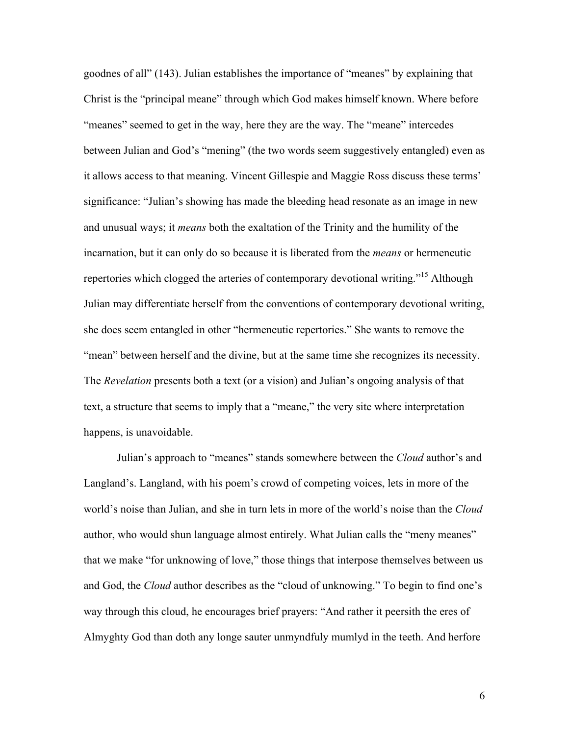goodnes of all" (143). Julian establishes the importance of "meanes" by explaining that Christ is the "principal meane" through which God makes himself known. Where before "meanes" seemed to get in the way, here they are the way. The "meane" intercedes between Julian and God's "mening" (the two words seem suggestively entangled) even as it allows access to that meaning. Vincent Gillespie and Maggie Ross discuss these terms' significance: "Julian's showing has made the bleeding head resonate as an image in new and unusual ways; it *means* both the exaltation of the Trinity and the humility of the incarnation, but it can only do so because it is liberated from the *means* or hermeneutic repertories which clogged the arteries of contemporary devotional writing."[15] Although Julian may differentiate herself from the conventions of contemporary devotional writing, she does seem entangled in other "hermeneutic repertories." She wants to remove the "mean" between herself and the divine, but at the same time she recognizes its necessity. The *Revelation* presents both a text (or a vision) and Julian's ongoing analysis of that text, a structure that seems to imply that a "meane," the very site where interpretation happens, is unavoidable.

Julian's approach to "meanes" stands somewhere between the *Cloud* author's and Langland's. Langland, with his poem's crowd of competing voices, lets in more of the world's noise than Julian, and she in turn lets in more of the world's noise than the *Cloud* author, who would shun language almost entirely. What Julian calls the "meny meanes" that we make "for unknowing of love," those things that interpose themselves between us and God, the *Cloud* author describes as the "cloud of unknowing." To begin to find one's way through this cloud, he encourages brief prayers: "And rather it peersith the eres of Almyghty God than doth any longe sauter unmyndfuly mumlyd in the teeth. And herfore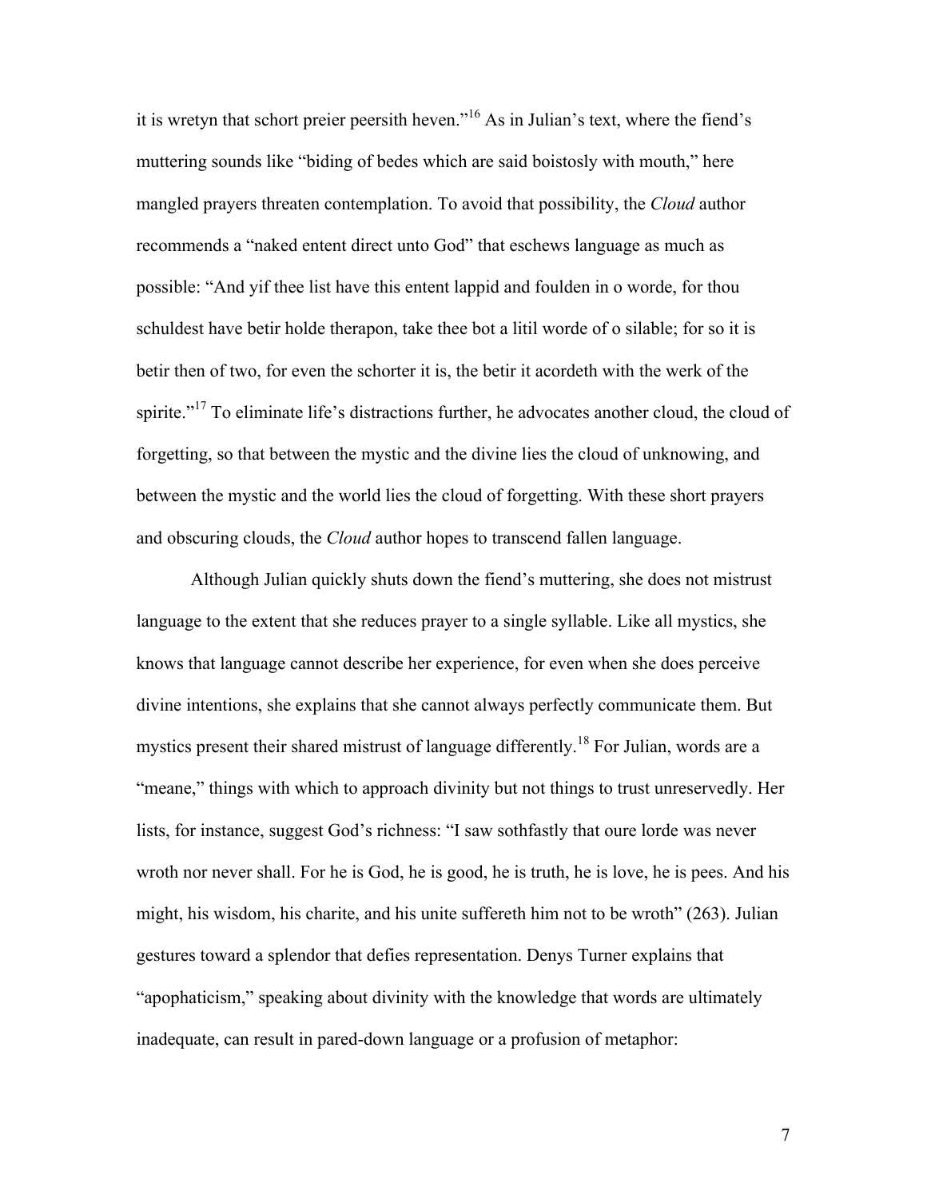it is wretyn that schort preier peersith heven."[16] As in Julian's text, where the fiend's muttering sounds like "biding of bedes which are said boistosly with mouth," here mangled prayers threaten contemplation. To avoid that possibility, the *Cloud* author recommends a "naked entent direct unto God" that eschews language as much as possible: "And yif thee list have this entent lappid and foulden in o worde, for thou schuldest have betir holde therapon, take thee bot a litil worde of o silable; for so it is betir then of two, for even the schorter it is, the betir it acordeth with the werk of the spirite."[17] To eliminate life's distractions further, he advocates another cloud, the cloud of forgetting, so that between the mystic and the divine lies the cloud of unknowing, and between the mystic and the world lies the cloud of forgetting. With these short prayers and obscuring clouds, the *Cloud* author hopes to transcend fallen language.

Although Julian quickly shuts down the fiend's muttering, she does not mistrust language to the extent that she reduces prayer to a single syllable. Like all mystics, she knows that language cannot describe her experience, for even when she does perceive divine intentions, she explains that she cannot always perfectly communicate them. But mystics present their shared mistrust of language differently.[18] For Julian, words are a "meane," things with which to approach divinity but not things to trust unreservedly. Her lists, for instance, suggest God's richness: "I saw sothfastly that oure lorde was never wroth nor never shall. For he is God, he is good, he is truth, he is love, he is pees. And his might, his wisdom, his charite, and his unite suffereth him not to be wroth" (263). Julian gestures toward a splendor that defies representation. Denys Turner explains that "apophaticism," speaking about divinity with the knowledge that words are ultimately inadequate, can result in pared-down language or a profusion of metaphor: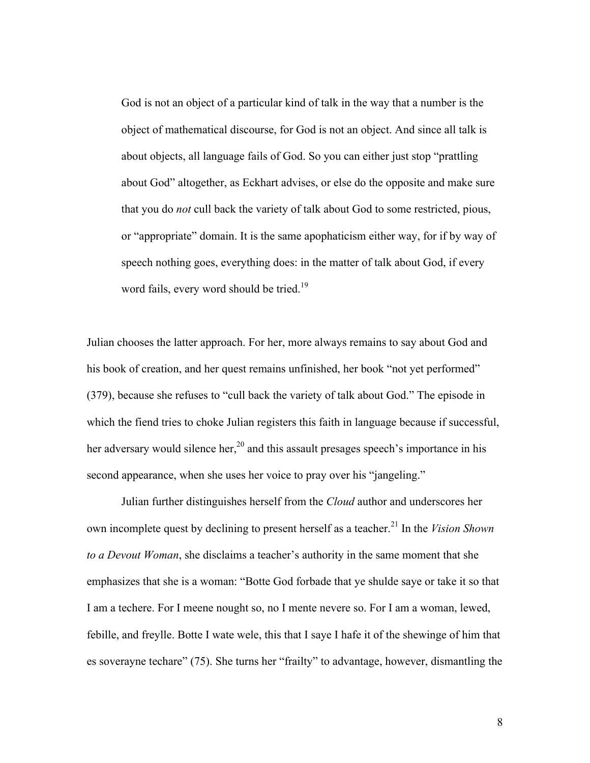> God is not an object of a particular kind of talk in the way that a number is the object of mathematical discourse, for God is not an object. And since all talk is about objects, all language fails of God. So you can either just stop "prattling about God" altogether, as Eckhart advises, or else do the opposite and make sure that you do *not* cull back the variety of talk about God to some restricted, pious, or "appropriate" domain. It is the same apophaticism either way, for if by way of speech nothing goes, everything does: in the matter of talk about God, if every word fails, every word should be tried.[19]

Julian chooses the latter approach. For her, more always remains to say about God and his book of creation, and her quest remains unfinished, her book "not yet performed" (379), because she refuses to "cull back the variety of talk about God." The episode in which the fiend tries to choke Julian registers this faith in language because if successful, her adversary would silence her,[20] and this assault presages speech's importance in his second appearance, when she uses her voice to pray over his "jangeling."

Julian further distinguishes herself from the *Cloud* author and underscores her own incomplete quest by declining to present herself as a teacher.[21] In the *Vision Shown to a Devout Woman*, she disclaims a teacher's authority in the same moment that she emphasizes that she is a woman: "Botte God forbade that ye shulde saye or take it so that I am a techere. For I meene nought so, no I mente nevere so. For I am a woman, lewed, febille, and freylle. Botte I wate wele, this that I saye I hafe it of the shewinge of him that es soverayne techare" (75). She turns her "frailty" to advantage, however, dismantling the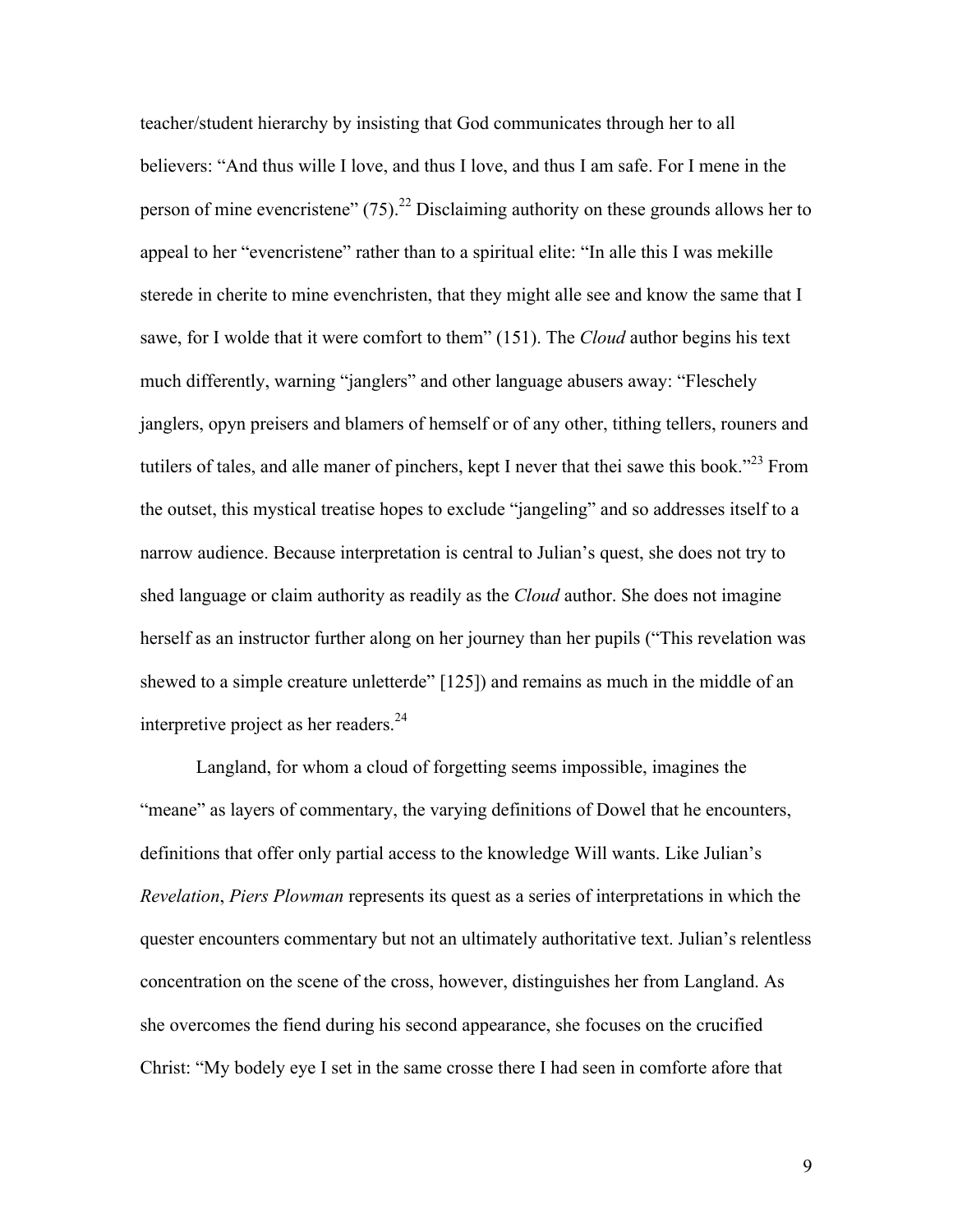teacher/student hierarchy by insisting that God communicates through her to all believers: "And thus wille I love, and thus I love, and thus I am safe. For I mene in the person of mine evencristene" (75).[22] Disclaiming authority on these grounds allows her to appeal to her "evencristene" rather than to a spiritual elite: "In alle this I was mekille sterede in cherite to mine evenchristen, that they might alle see and know the same that I sawe, for I wolde that it were comfort to them" (151). The *Cloud* author begins his text much differently, warning "janglers" and other language abusers away: "Fleschely janglers, opyn preisers and blamers of hemself or of any other, tithing tellers, rouners and tutilers of tales, and alle maner of pinchers, kept I never that thei sawe this book."[23] From the outset, this mystical treatise hopes to exclude "jangeling" and so addresses itself to a narrow audience. Because interpretation is central to Julian's quest, she does not try to shed language or claim authority as readily as the *Cloud* author. She does not imagine herself as an instructor further along on her journey than her pupils ("This revelation was shewed to a simple creature unletterde" [125]) and remains as much in the middle of an interpretive project as her readers.[24]

Langland, for whom a cloud of forgetting seems impossible, imagines the "meane" as layers of commentary, the varying definitions of Dowel that he encounters, definitions that offer only partial access to the knowledge Will wants. Like Julian's *Revelation*, *Piers Plowman* represents its quest as a series of interpretations in which the quester encounters commentary but not an ultimately authoritative text. Julian's relentless concentration on the scene of the cross, however, distinguishes her from Langland. As she overcomes the fiend during his second appearance, she focuses on the crucified Christ: "My bodely eye I set in the same crosse there I had seen in comforte afore that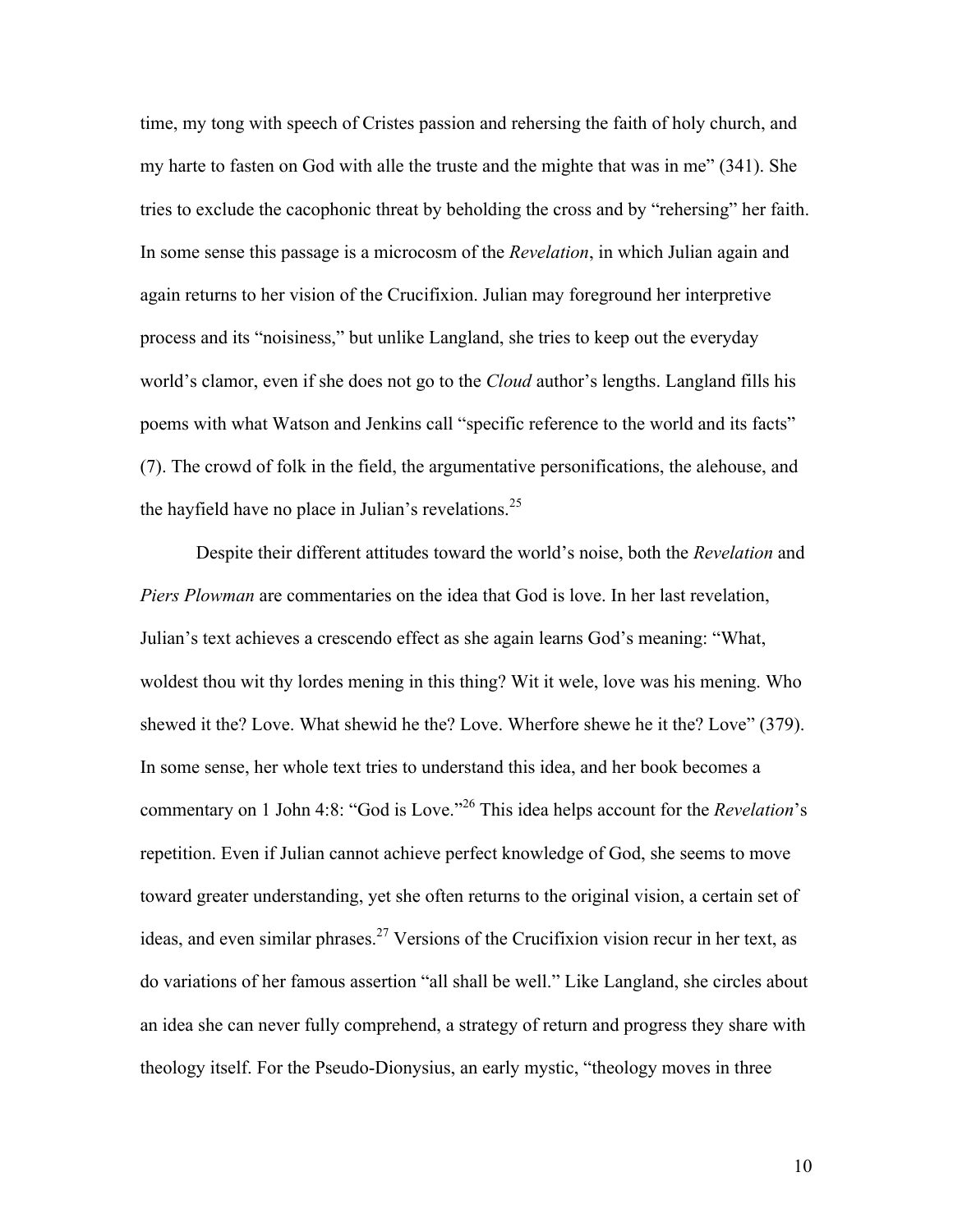time, my tong with speech of Cristes passion and rehersing the faith of holy church, and my harte to fasten on God with alle the truste and the mighte that was in me" (341). She tries to exclude the cacophonic threat by beholding the cross and by "rehersing" her faith. In some sense this passage is a microcosm of the *Revelation*, in which Julian again and again returns to her vision of the Crucifixion. Julian may foreground her interpretive process and its "noisiness," but unlike Langland, she tries to keep out the everyday world's clamor, even if she does not go to the *Cloud* author's lengths. Langland fills his poems with what Watson and Jenkins call "specific reference to the world and its facts" (7). The crowd of folk in the field, the argumentative personifications, the alehouse, and the hayfield have no place in Julian's revelations.[25]

Despite their different attitudes toward the world's noise, both the *Revelation* and *Piers Plowman* are commentaries on the idea that God is love. In her last revelation, Julian's text achieves a crescendo effect as she again learns God's meaning: "What, woldest thou wit thy lordes mening in this thing? Wit it wele, love was his mening. Who shewed it the? Love. What shewid he the? Love. Wherfore shewe he it the? Love" (379). In some sense, her whole text tries to understand this idea, and her book becomes a commentary on 1 John 4:8: "God is Love."[26] This idea helps account for the *Revelation*'s repetition. Even if Julian cannot achieve perfect knowledge of God, she seems to move toward greater understanding, yet she often returns to the original vision, a certain set of ideas, and even similar phrases.[27] Versions of the Crucifixion vision recur in her text, as do variations of her famous assertion "all shall be well." Like Langland, she circles about an idea she can never fully comprehend, a strategy of return and progress they share with theology itself. For the Pseudo-Dionysius, an early mystic, "theology moves in three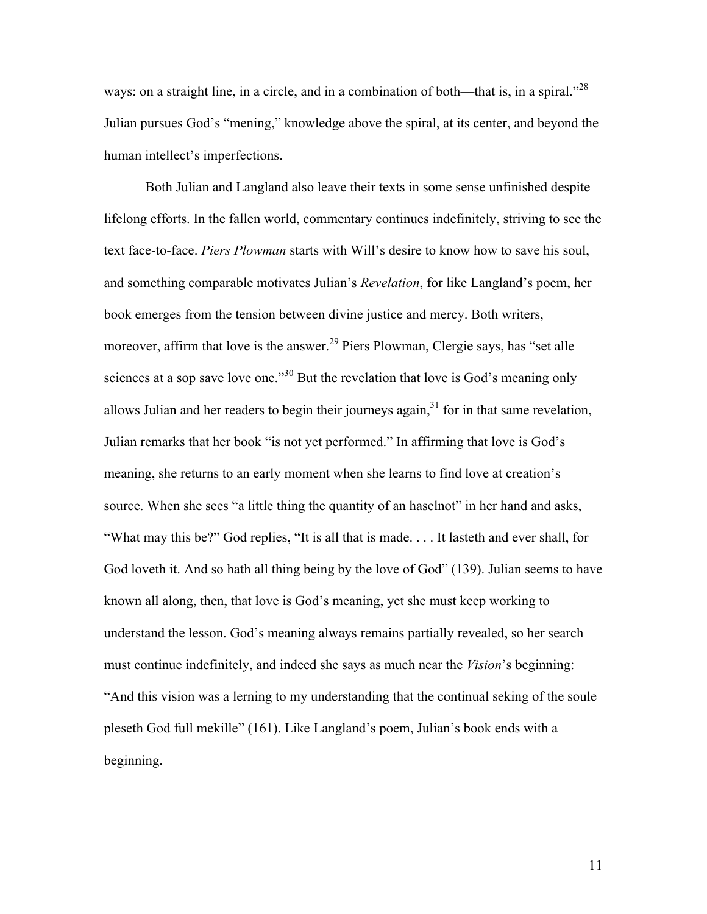ways: on a straight line, in a circle, and in a combination of both—that is, in a spiral."[28] Julian pursues God's "mening," knowledge above the spiral, at its center, and beyond the human intellect's imperfections.

Both Julian and Langland also leave their texts in some sense unfinished despite lifelong efforts. In the fallen world, commentary continues indefinitely, striving to see the text face-to-face. *Piers Plowman* starts with Will's desire to know how to save his soul, and something comparable motivates Julian's *Revelation*, for like Langland's poem, her book emerges from the tension between divine justice and mercy. Both writers, moreover, affirm that love is the answer.[29] Piers Plowman, Clergie says, has "set alle sciences at a sop save love one."[30] But the revelation that love is God's meaning only allows Julian and her readers to begin their journeys again,[31] for in that same revelation, Julian remarks that her book "is not yet performed." In affirming that love is God's meaning, she returns to an early moment when she learns to find love at creation's source. When she sees "a little thing the quantity of an haselnot" in her hand and asks, "What may this be?" God replies, "It is all that is made. . . . It lasteth and ever shall, for God loveth it. And so hath all thing being by the love of God" (139). Julian seems to have known all along, then, that love is God's meaning, yet she must keep working to understand the lesson. God's meaning always remains partially revealed, so her search must continue indefinitely, and indeed she says as much near the *Vision*'s beginning: "And this vision was a lerning to my understanding that the continual seking of the soule pleseth God full mekille" (161). Like Langland's poem, Julian's book ends with a beginning.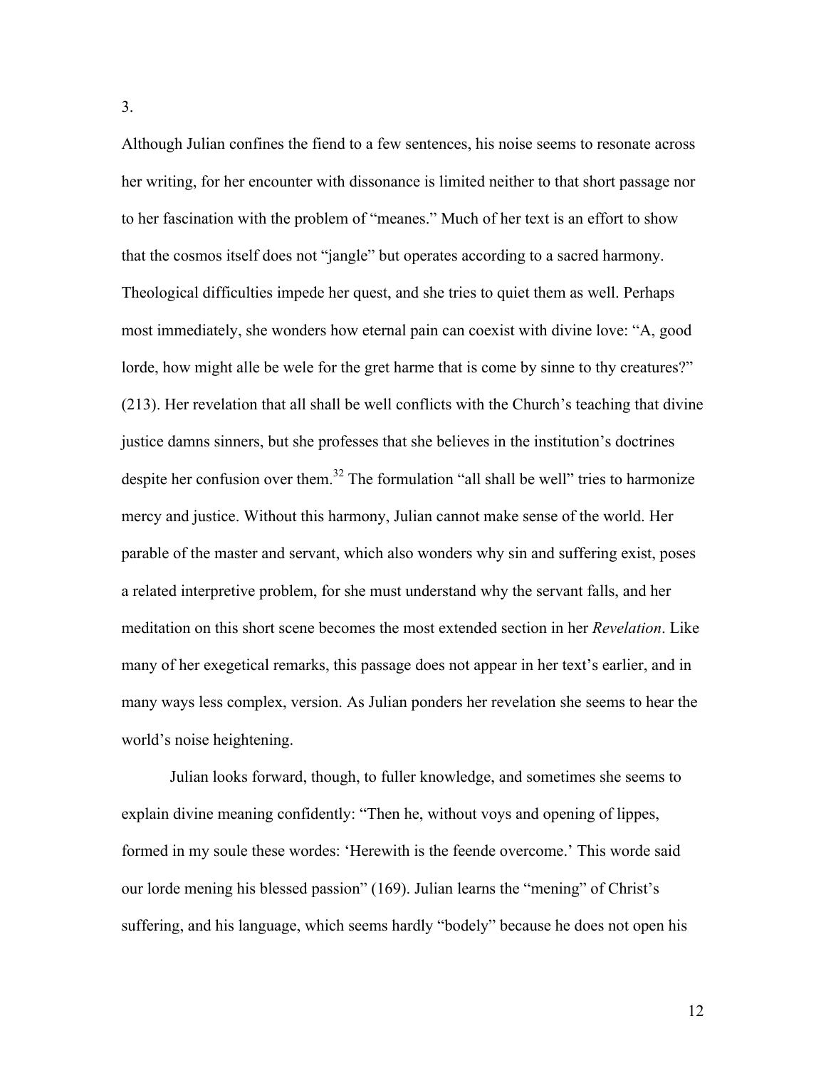3.

Although Julian confines the fiend to a few sentences, his noise seems to resonate across her writing, for her encounter with dissonance is limited neither to that short passage nor to her fascination with the problem of "meanes." Much of her text is an effort to show that the cosmos itself does not "jangle" but operates according to a sacred harmony. Theological difficulties impede her quest, and she tries to quiet them as well. Perhaps most immediately, she wonders how eternal pain can coexist with divine love: "A, good lorde, how might alle be wele for the gret harme that is come by sinne to thy creatures?" (213). Her revelation that all shall be well conflicts with the Church's teaching that divine justice damns sinners, but she professes that she believes in the institution's doctrines despite her confusion over them.[32] The formulation "all shall be well" tries to harmonize mercy and justice. Without this harmony, Julian cannot make sense of the world. Her parable of the master and servant, which also wonders why sin and suffering exist, poses a related interpretive problem, for she must understand why the servant falls, and her meditation on this short scene becomes the most extended section in her *Revelation*. Like many of her exegetical remarks, this passage does not appear in her text's earlier, and in many ways less complex, version. As Julian ponders her revelation she seems to hear the world's noise heightening.

Julian looks forward, though, to fuller knowledge, and sometimes she seems to explain divine meaning confidently: "Then he, without voys and opening of lippes, formed in my soule these wordes: 'Herewith is the feende overcome.' This worde said our lorde mening his blessed passion" (169). Julian learns the "mening" of Christ's suffering, and his language, which seems hardly "bodely" because he does not open his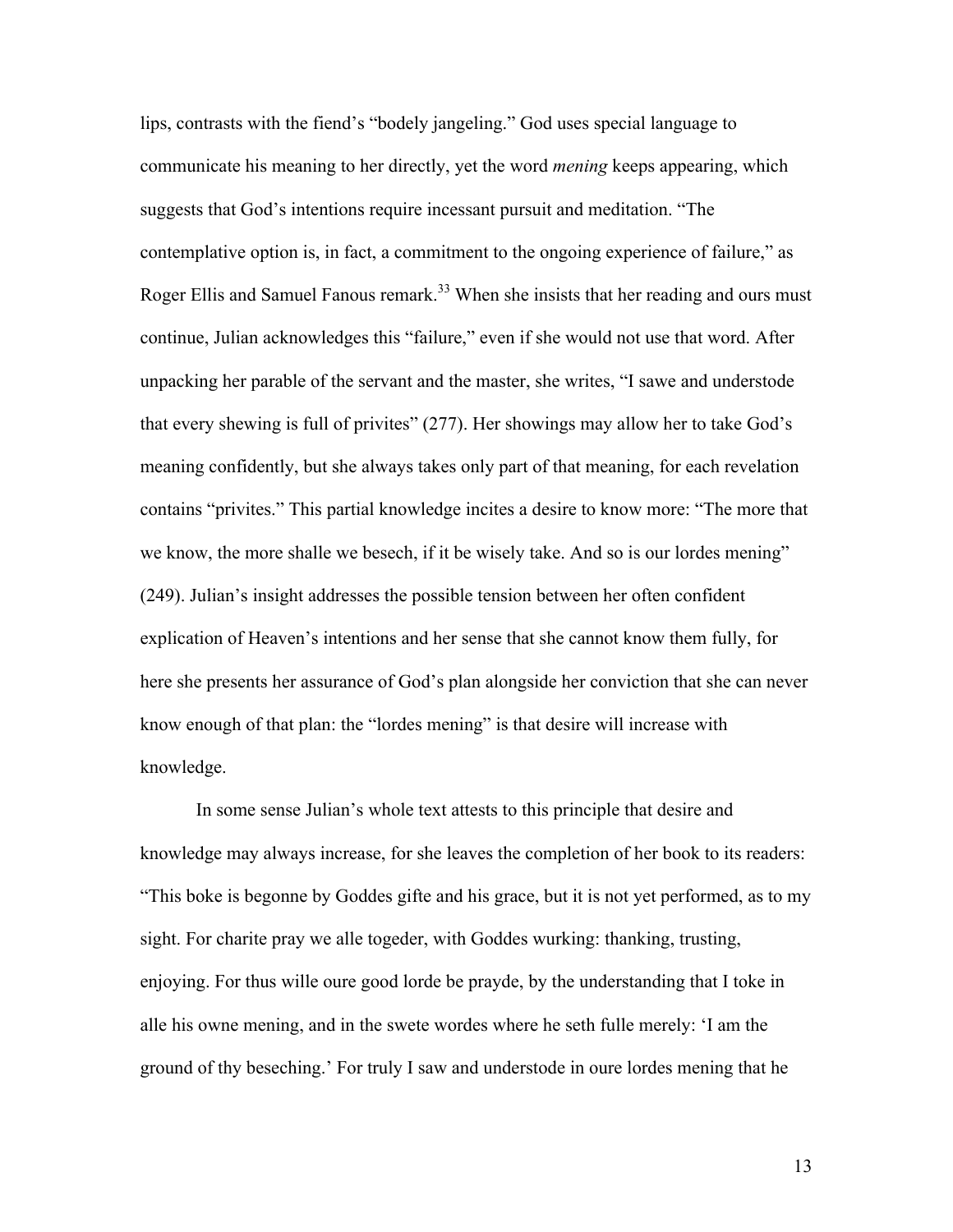lips, contrasts with the fiend's "bodely jangeling." God uses special language to communicate his meaning to her directly, yet the word *mening* keeps appearing, which suggests that God's intentions require incessant pursuit and meditation. "The contemplative option is, in fact, a commitment to the ongoing experience of failure," as Roger Ellis and Samuel Fanous remark.[33] When she insists that her reading and ours must continue, Julian acknowledges this "failure," even if she would not use that word. After unpacking her parable of the servant and the master, she writes, "I sawe and understode that every shewing is full of privites" (277). Her showings may allow her to take God's meaning confidently, but she always takes only part of that meaning, for each revelation contains "privites." This partial knowledge incites a desire to know more: "The more that we know, the more shalle we besech, if it be wisely take. And so is our lordes mening" (249). Julian's insight addresses the possible tension between her often confident explication of Heaven's intentions and her sense that she cannot know them fully, for here she presents her assurance of God's plan alongside her conviction that she can never know enough of that plan: the "lordes mening" is that desire will increase with knowledge.

In some sense Julian's whole text attests to this principle that desire and knowledge may always increase, for she leaves the completion of her book to its readers: "This boke is begonne by Goddes gifte and his grace, but it is not yet performed, as to my sight. For charite pray we alle togeder, with Goddes wurking: thanking, trusting, enjoying. For thus wille oure good lorde be prayde, by the understanding that I toke in alle his owne mening, and in the swete wordes where he seth fulle merely: 'I am the ground of thy beseching.' For truly I saw and understode in oure lordes mening that he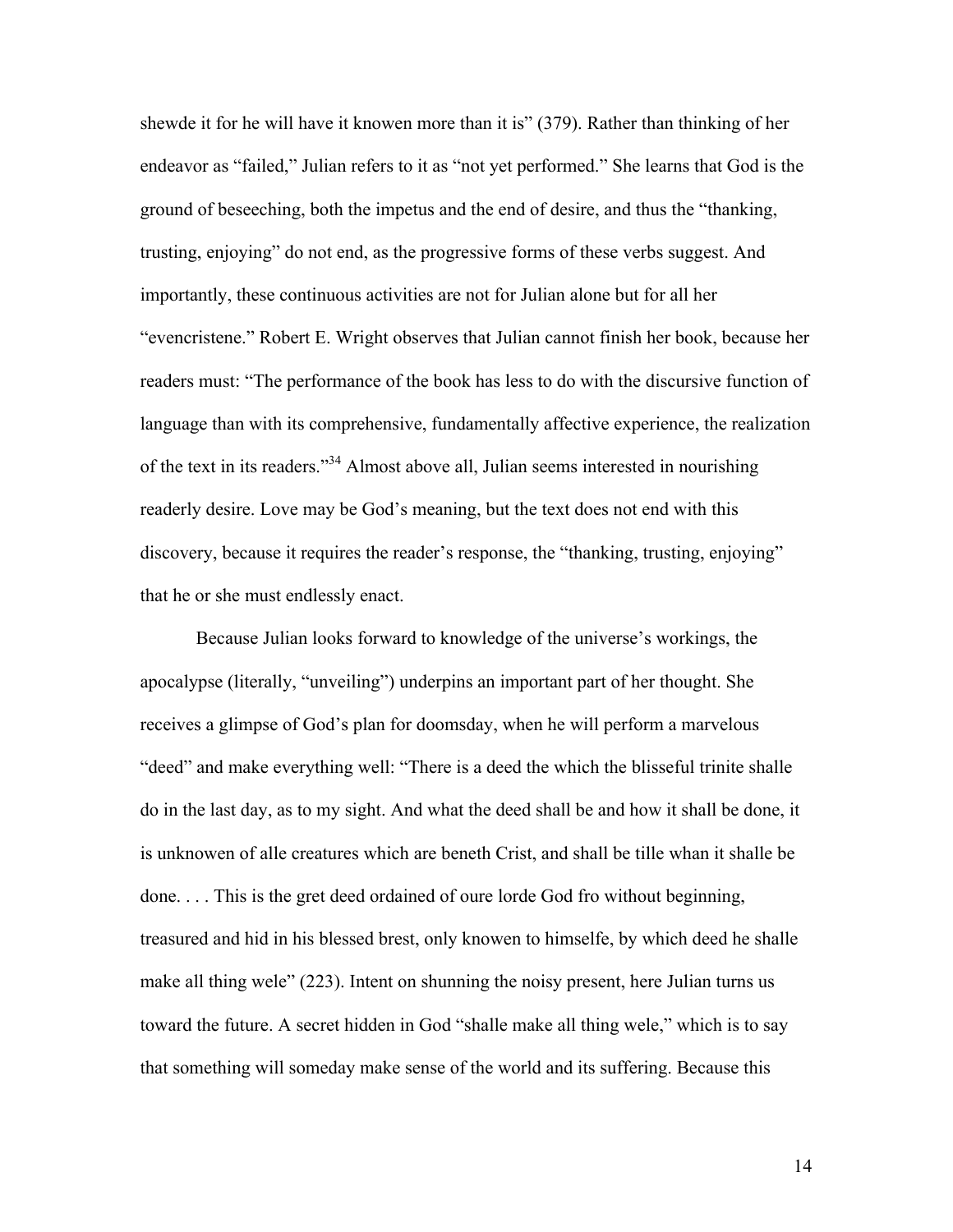shewde it for he will have it knowen more than it is" (379). Rather than thinking of her endeavor as "failed," Julian refers to it as "not yet performed." She learns that God is the ground of beseeching, both the impetus and the end of desire, and thus the "thanking, trusting, enjoying" do not end, as the progressive forms of these verbs suggest. And importantly, these continuous activities are not for Julian alone but for all her "evencristene." Robert E. Wright observes that Julian cannot finish her book, because her readers must: "The performance of the book has less to do with the discursive function of language than with its comprehensive, fundamentally affective experience, the realization of the text in its readers."[34] Almost above all, Julian seems interested in nourishing readerly desire. Love may be God's meaning, but the text does not end with this discovery, because it requires the reader's response, the "thanking, trusting, enjoying" that he or she must endlessly enact.

Because Julian looks forward to knowledge of the universe's workings, the apocalypse (literally, "unveiling") underpins an important part of her thought. She receives a glimpse of God's plan for doomsday, when he will perform a marvelous "deed" and make everything well: "There is a deed the which the blisseful trinite shalle do in the last day, as to my sight. And what the deed shall be and how it shall be done, it is unknowen of alle creatures which are beneth Crist, and shall be tille whan it shalle be done. . . . This is the gret deed ordained of oure lorde God fro without beginning, treasured and hid in his blessed brest, only knowen to himselfe, by which deed he shalle make all thing wele" (223). Intent on shunning the noisy present, here Julian turns us toward the future. A secret hidden in God "shalle make all thing wele," which is to say that something will someday make sense of the world and its suffering. Because this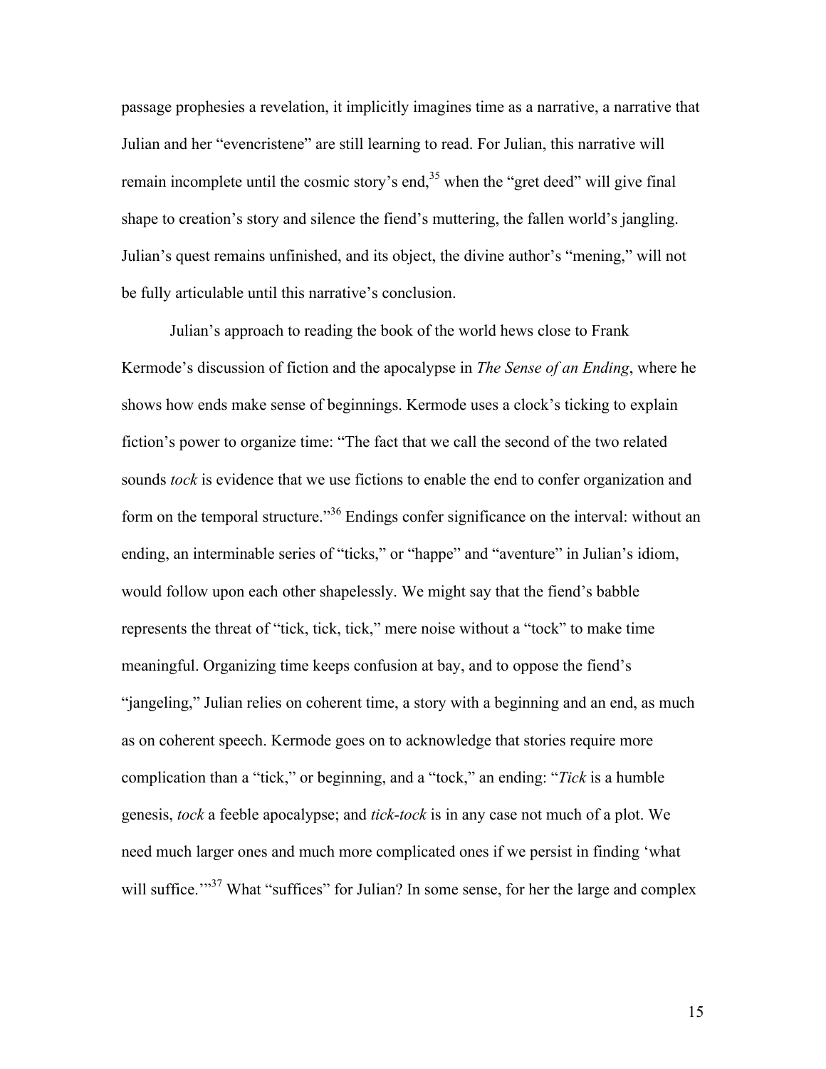passage prophesies a revelation, it implicitly imagines time as a narrative, a narrative that Julian and her "evencristene" are still learning to read. For Julian, this narrative will remain incomplete until the cosmic story's end,[35] when the "gret deed" will give final shape to creation's story and silence the fiend's muttering, the fallen world's jangling. Julian's quest remains unfinished, and its object, the divine author's "mening," will not be fully articulable until this narrative's conclusion.

Julian's approach to reading the book of the world hews close to Frank Kermode's discussion of fiction and the apocalypse in *The Sense of an Ending*, where he shows how ends make sense of beginnings. Kermode uses a clock's ticking to explain fiction's power to organize time: "The fact that we call the second of the two related sounds *tock* is evidence that we use fictions to enable the end to confer organization and form on the temporal structure."[36] Endings confer significance on the interval: without an ending, an interminable series of "ticks," or "happe" and "aventure" in Julian's idiom, would follow upon each other shapelessly. We might say that the fiend's babble represents the threat of "tick, tick, tick," mere noise without a "tock" to make time meaningful. Organizing time keeps confusion at bay, and to oppose the fiend's "jangeling," Julian relies on coherent time, a story with a beginning and an end, as much as on coherent speech. Kermode goes on to acknowledge that stories require more complication than a "tick," or beginning, and a "tock," an ending: "*Tick* is a humble genesis, *tock* a feeble apocalypse; and *tick-tock* is in any case not much of a plot. We need much larger ones and much more complicated ones if we persist in finding 'what will suffice.'"[37] What "suffices" for Julian? In some sense, for her the large and complex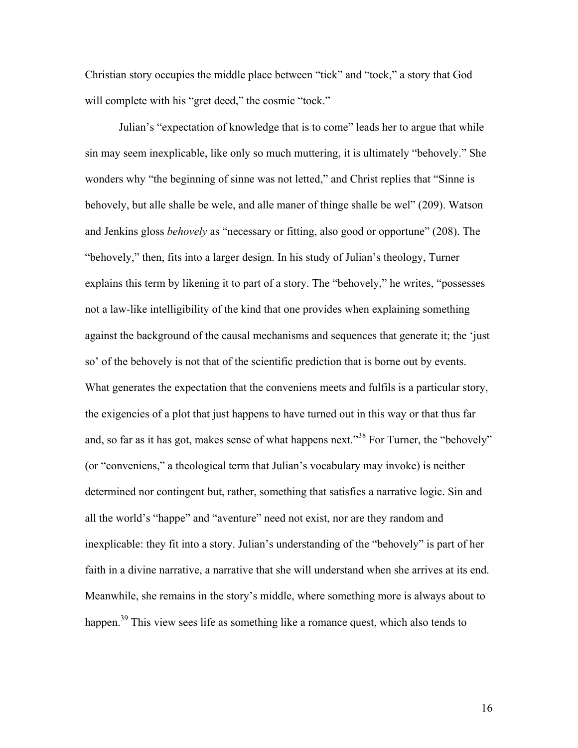Christian story occupies the middle place between "tick" and "tock," a story that God will complete with his "gret deed," the cosmic "tock."

Julian's "expectation of knowledge that is to come" leads her to argue that while sin may seem inexplicable, like only so much muttering, it is ultimately "behovely." She wonders why "the beginning of sinne was not letted," and Christ replies that "Sinne is behovely, but alle shalle be wele, and alle maner of thinge shalle be wel" (209). Watson and Jenkins gloss *behovely* as "necessary or fitting, also good or opportune" (208). The "behovely," then, fits into a larger design. In his study of Julian's theology, Turner explains this term by likening it to part of a story. The "behovely," he writes, "possesses not a law-like intelligibility of the kind that one provides when explaining something against the background of the causal mechanisms and sequences that generate it; the 'just so' of the behovely is not that of the scientific prediction that is borne out by events. What generates the expectation that the conveniens meets and fulfils is a particular story, the exigencies of a plot that just happens to have turned out in this way or that thus far and, so far as it has got, makes sense of what happens next."[38] For Turner, the "behovely" (or "conveniens," a theological term that Julian's vocabulary may invoke) is neither determined nor contingent but, rather, something that satisfies a narrative logic. Sin and all the world's "happe" and "aventure" need not exist, nor are they random and inexplicable: they fit into a story. Julian's understanding of the "behovely" is part of her faith in a divine narrative, a narrative that she will understand when she arrives at its end. Meanwhile, she remains in the story's middle, where something more is always about to happen.[39] This view sees life as something like a romance quest, which also tends to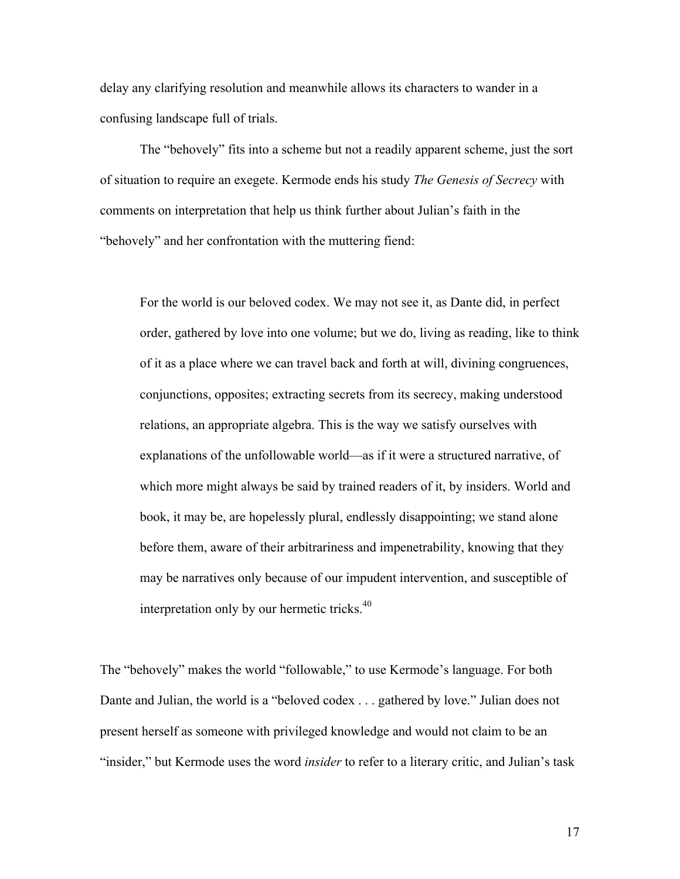delay any clarifying resolution and meanwhile allows its characters to wander in a confusing landscape full of trials.

The "behovely" fits into a scheme but not a readily apparent scheme, just the sort of situation to require an exegete. Kermode ends his study *The Genesis of Secrecy* with comments on interpretation that help us think further about Julian's faith in the "behovely" and her confrontation with the muttering fiend:

> For the world is our beloved codex. We may not see it, as Dante did, in perfect order, gathered by love into one volume; but we do, living as reading, like to think of it as a place where we can travel back and forth at will, divining congruences, conjunctions, opposites; extracting secrets from its secrecy, making understood relations, an appropriate algebra. This is the way we satisfy ourselves with explanations of the unfollowable world—as if it were a structured narrative, of which more might always be said by trained readers of it, by insiders. World and book, it may be, are hopelessly plural, endlessly disappointing; we stand alone before them, aware of their arbitrariness and impenetrability, knowing that they may be narratives only because of our impudent intervention, and susceptible of interpretation only by our hermetic tricks.[40]

The "behovely" makes the world "followable," to use Kermode's language. For both Dante and Julian, the world is a "beloved codex . . . gathered by love." Julian does not present herself as someone with privileged knowledge and would not claim to be an "insider," but Kermode uses the word *insider* to refer to a literary critic, and Julian's task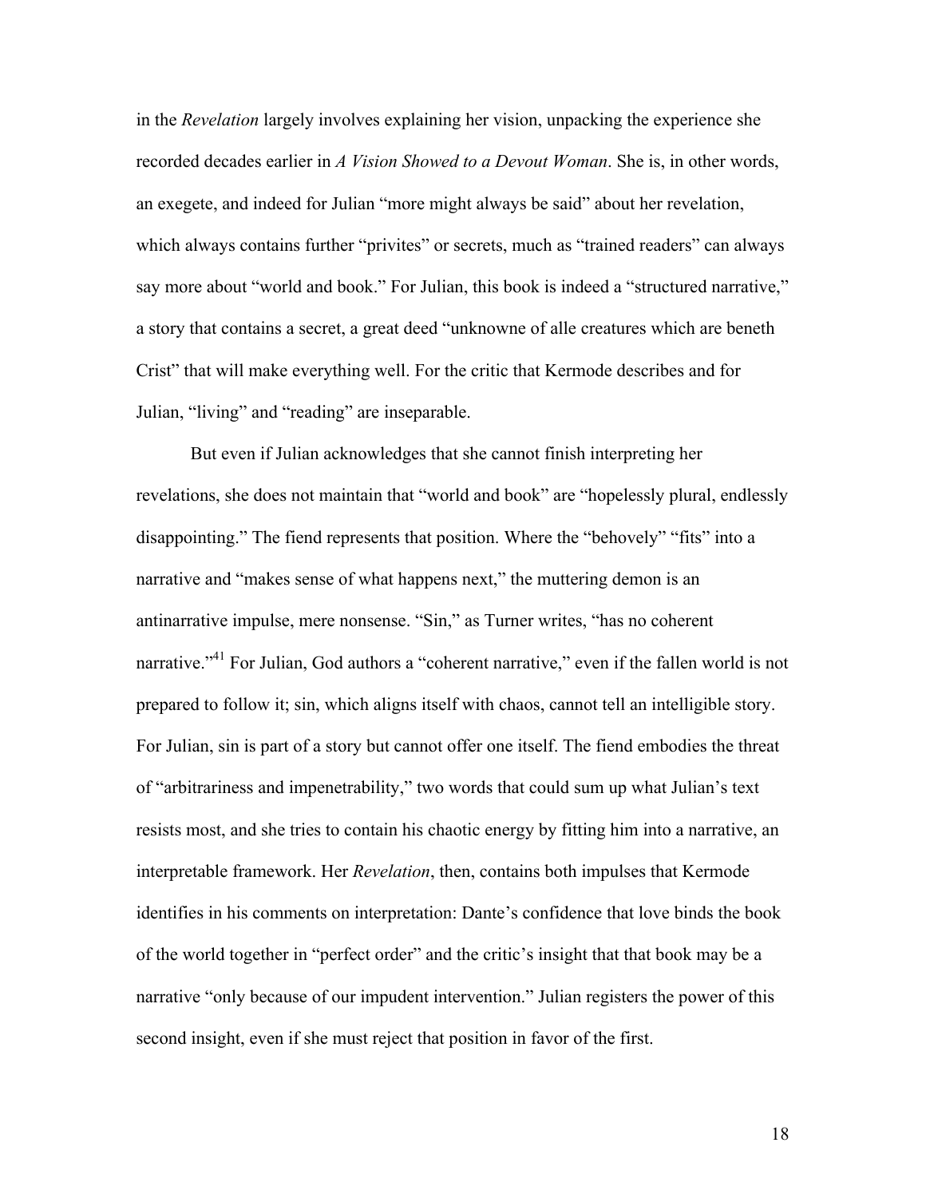in the *Revelation* largely involves explaining her vision, unpacking the experience she recorded decades earlier in *A Vision Showed to a Devout Woman*. She is, in other words, an exegete, and indeed for Julian "more might always be said" about her revelation, which always contains further "privites" or secrets, much as "trained readers" can always say more about "world and book." For Julian, this book is indeed a "structured narrative," a story that contains a secret, a great deed "unknowne of alle creatures which are beneth Crist" that will make everything well. For the critic that Kermode describes and for Julian, "living" and "reading" are inseparable.

But even if Julian acknowledges that she cannot finish interpreting her revelations, she does not maintain that "world and book" are "hopelessly plural, endlessly disappointing." The fiend represents that position. Where the "behovely" "fits" into a narrative and "makes sense of what happens next," the muttering demon is an antinarrative impulse, mere nonsense. "Sin," as Turner writes, "has no coherent narrative."[41] For Julian, God authors a "coherent narrative," even if the fallen world is not prepared to follow it; sin, which aligns itself with chaos, cannot tell an intelligible story. For Julian, sin is part of a story but cannot offer one itself. The fiend embodies the threat of "arbitrariness and impenetrability," two words that could sum up what Julian's text resists most, and she tries to contain his chaotic energy by fitting him into a narrative, an interpretable framework. Her *Revelation*, then, contains both impulses that Kermode identifies in his comments on interpretation: Dante's confidence that love binds the book of the world together in "perfect order" and the critic's insight that that book may be a narrative "only because of our impudent intervention." Julian registers the power of this second insight, even if she must reject that position in favor of the first.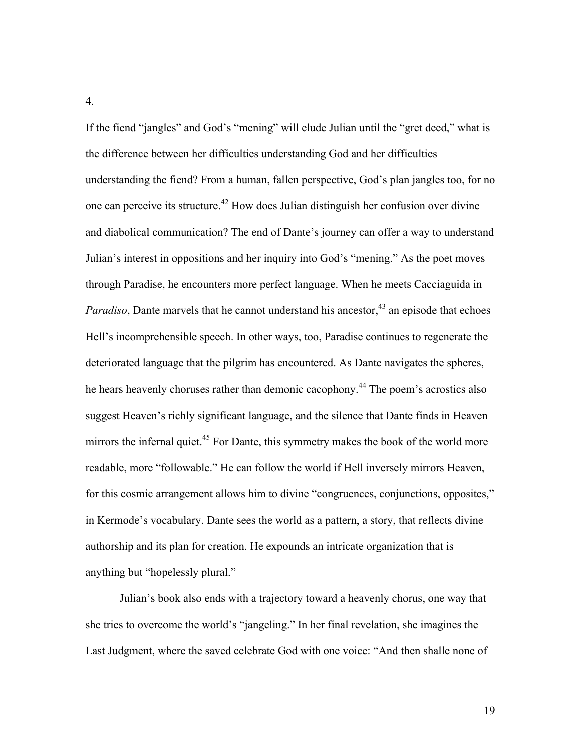4.

If the fiend "jangles" and God's "mening" will elude Julian until the "gret deed," what is the difference between her difficulties understanding God and her difficulties understanding the fiend? From a human, fallen perspective, God's plan jangles too, for no one can perceive its structure.[42] How does Julian distinguish her confusion over divine and diabolical communication? The end of Dante's journey can offer a way to understand Julian's interest in oppositions and her inquiry into God's "mening." As the poet moves through Paradise, he encounters more perfect language. When he meets Cacciaguida in *Paradiso*, Dante marvels that he cannot understand his ancestor,[43] an episode that echoes Hell's incomprehensible speech. In other ways, too, Paradise continues to regenerate the deteriorated language that the pilgrim has encountered. As Dante navigates the spheres, he hears heavenly choruses rather than demonic cacophony.[44] The poem's acrostics also suggest Heaven's richly significant language, and the silence that Dante finds in Heaven mirrors the infernal quiet.[45] For Dante, this symmetry makes the book of the world more readable, more "followable." He can follow the world if Hell inversely mirrors Heaven, for this cosmic arrangement allows him to divine "congruences, conjunctions, opposites," in Kermode's vocabulary. Dante sees the world as a pattern, a story, that reflects divine authorship and its plan for creation. He expounds an intricate organization that is anything but "hopelessly plural."

Julian's book also ends with a trajectory toward a heavenly chorus, one way that she tries to overcome the world's "jangeling." In her final revelation, she imagines the Last Judgment, where the saved celebrate God with one voice: "And then shalle none of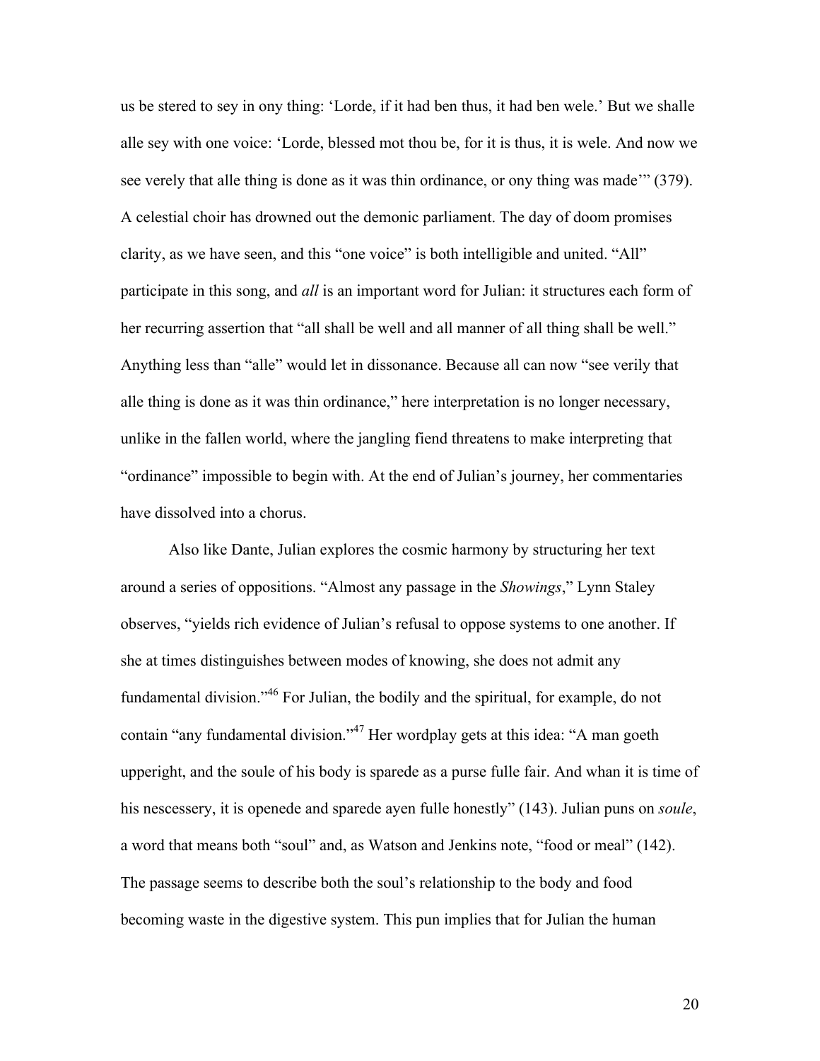us be stered to sey in ony thing: 'Lorde, if it had ben thus, it had ben wele.' But we shalle alle sey with one voice: 'Lorde, blessed mot thou be, for it is thus, it is wele. And now we see verely that alle thing is done as it was thin ordinance, or ony thing was made'" (379). A celestial choir has drowned out the demonic parliament. The day of doom promises clarity, as we have seen, and this "one voice" is both intelligible and united. "All" participate in this song, and *all* is an important word for Julian: it structures each form of her recurring assertion that "all shall be well and all manner of all thing shall be well." Anything less than "alle" would let in dissonance. Because all can now "see verily that alle thing is done as it was thin ordinance," here interpretation is no longer necessary, unlike in the fallen world, where the jangling fiend threatens to make interpreting that "ordinance" impossible to begin with. At the end of Julian's journey, her commentaries have dissolved into a chorus.

Also like Dante, Julian explores the cosmic harmony by structuring her text around a series of oppositions. "Almost any passage in the *Showings*," Lynn Staley observes, "yields rich evidence of Julian's refusal to oppose systems to one another. If she at times distinguishes between modes of knowing, she does not admit any fundamental division."[46] For Julian, the bodily and the spiritual, for example, do not contain "any fundamental division."[47] Her wordplay gets at this idea: "A man goeth upperight, and the soule of his body is sparede as a purse fulle fair. And whan it is time of his nescessery, it is openede and sparede ayen fulle honestly" (143). Julian puns on *soule*, a word that means both "soul" and, as Watson and Jenkins note, "food or meal" (142). The passage seems to describe both the soul's relationship to the body and food becoming waste in the digestive system. This pun implies that for Julian the human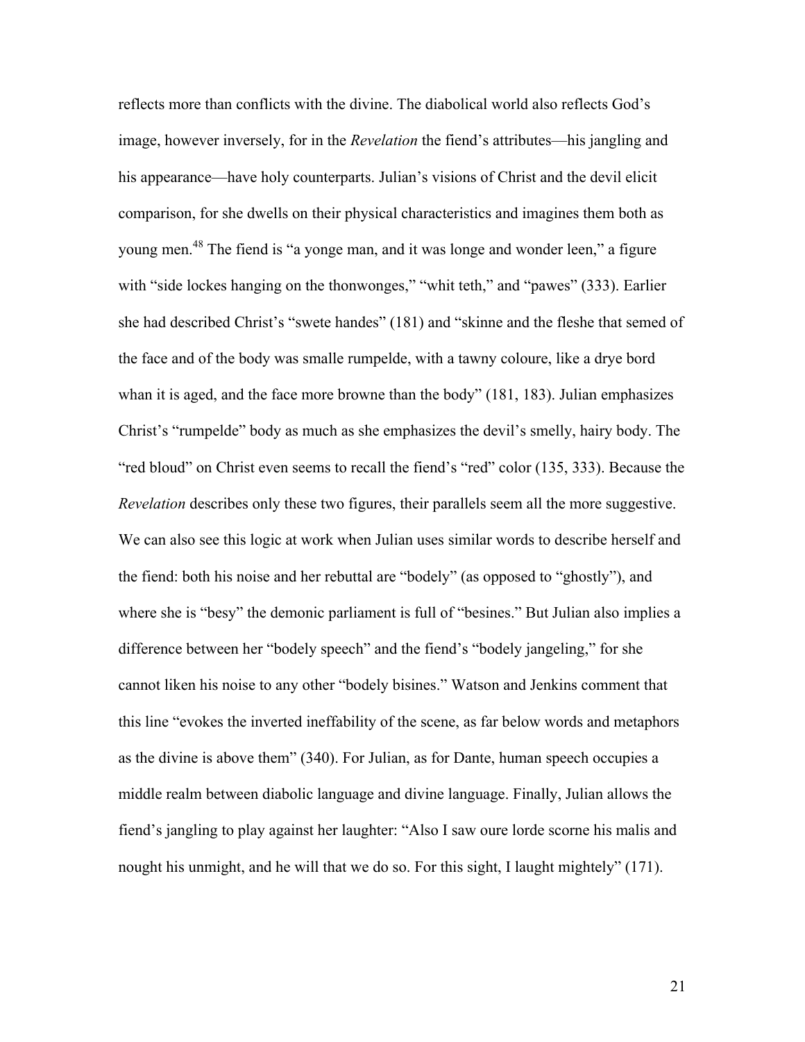reflects more than conflicts with the divine. The diabolical world also reflects God's image, however inversely, for in the *Revelation* the fiend's attributes—his jangling and his appearance—have holy counterparts. Julian's visions of Christ and the devil elicit comparison, for she dwells on their physical characteristics and imagines them both as young men.[48] The fiend is "a yonge man, and it was longe and wonder leen," a figure with "side lockes hanging on the thonwonges," "whit teth," and "pawes" (333). Earlier she had described Christ's "swete handes" (181) and "skinne and the fleshe that semed of the face and of the body was smalle rumpelde, with a tawny coloure, like a drye bord whan it is aged, and the face more browne than the body" (181, 183). Julian emphasizes Christ's "rumpelde" body as much as she emphasizes the devil's smelly, hairy body. The "red bloud" on Christ even seems to recall the fiend's "red" color (135, 333). Because the *Revelation* describes only these two figures, their parallels seem all the more suggestive. We can also see this logic at work when Julian uses similar words to describe herself and the fiend: both his noise and her rebuttal are "bodely" (as opposed to "ghostly"), and where she is "besy" the demonic parliament is full of "besines." But Julian also implies a difference between her "bodely speech" and the fiend's "bodely jangeling," for she cannot liken his noise to any other "bodely bisines." Watson and Jenkins comment that this line "evokes the inverted ineffability of the scene, as far below words and metaphors as the divine is above them" (340). For Julian, as for Dante, human speech occupies a middle realm between diabolic language and divine language. Finally, Julian allows the fiend's jangling to play against her laughter: "Also I saw oure lorde scorne his malis and nought his unmight, and he will that we do so. For this sight, I laught mightely" (171).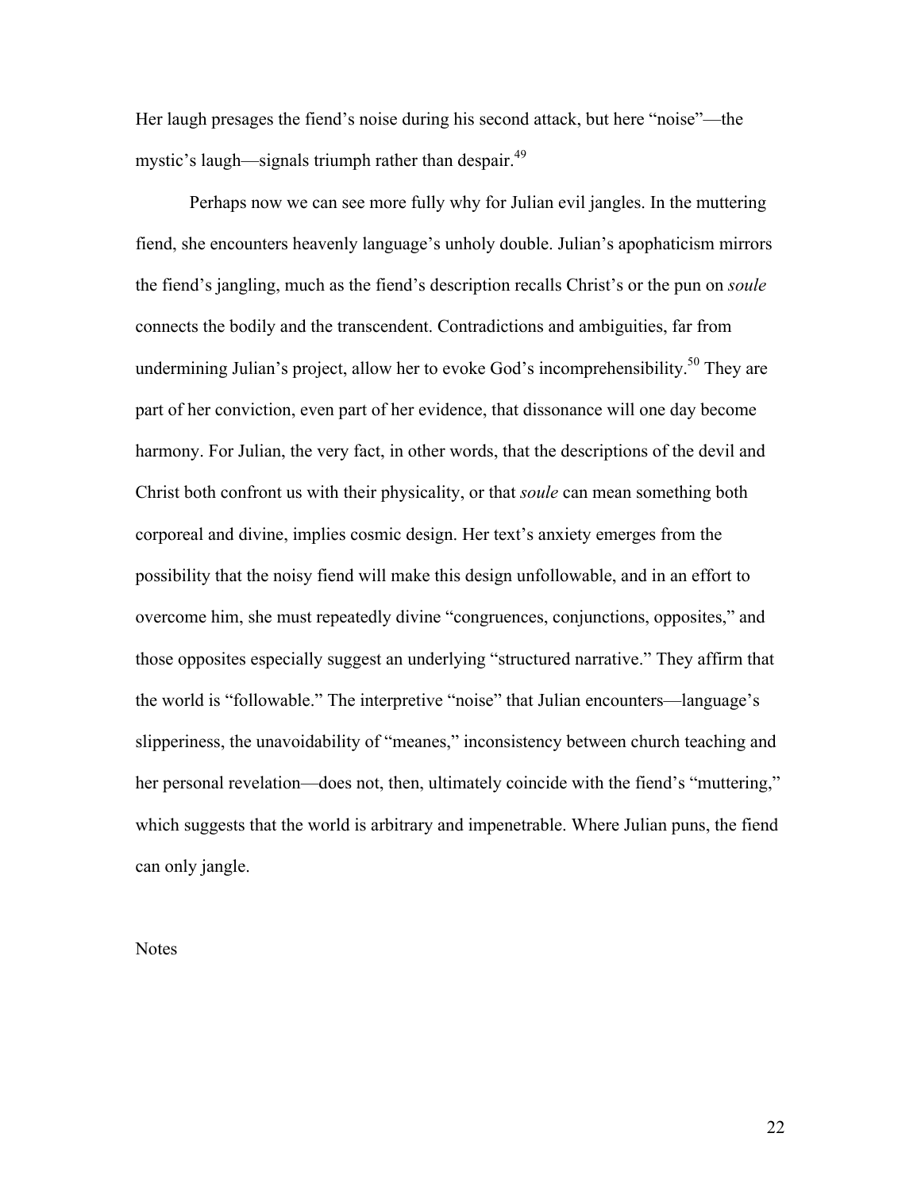Her laugh presages the fiend's noise during his second attack, but here "noise"—the mystic's laugh—signals triumph rather than despair.[49]

Perhaps now we can see more fully why for Julian evil jangles. In the muttering fiend, she encounters heavenly language's unholy double. Julian's apophaticism mirrors the fiend's jangling, much as the fiend's description recalls Christ's or the pun on *soule* connects the bodily and the transcendent. Contradictions and ambiguities, far from undermining Julian's project, allow her to evoke God's incomprehensibility.[50] They are part of her conviction, even part of her evidence, that dissonance will one day become harmony. For Julian, the very fact, in other words, that the descriptions of the devil and Christ both confront us with their physicality, or that *soule* can mean something both corporeal and divine, implies cosmic design. Her text's anxiety emerges from the possibility that the noisy fiend will make this design unfollowable, and in an effort to overcome him, she must repeatedly divine "congruences, conjunctions, opposites," and those opposites especially suggest an underlying "structured narrative." They affirm that the world is "followable." The interpretive "noise" that Julian encounters—language's slipperiness, the unavoidability of "meanes," inconsistency between church teaching and her personal revelation—does not, then, ultimately coincide with the fiend's "muttering," which suggests that the world is arbitrary and impenetrable. Where Julian puns, the fiend can only jangle.

Notes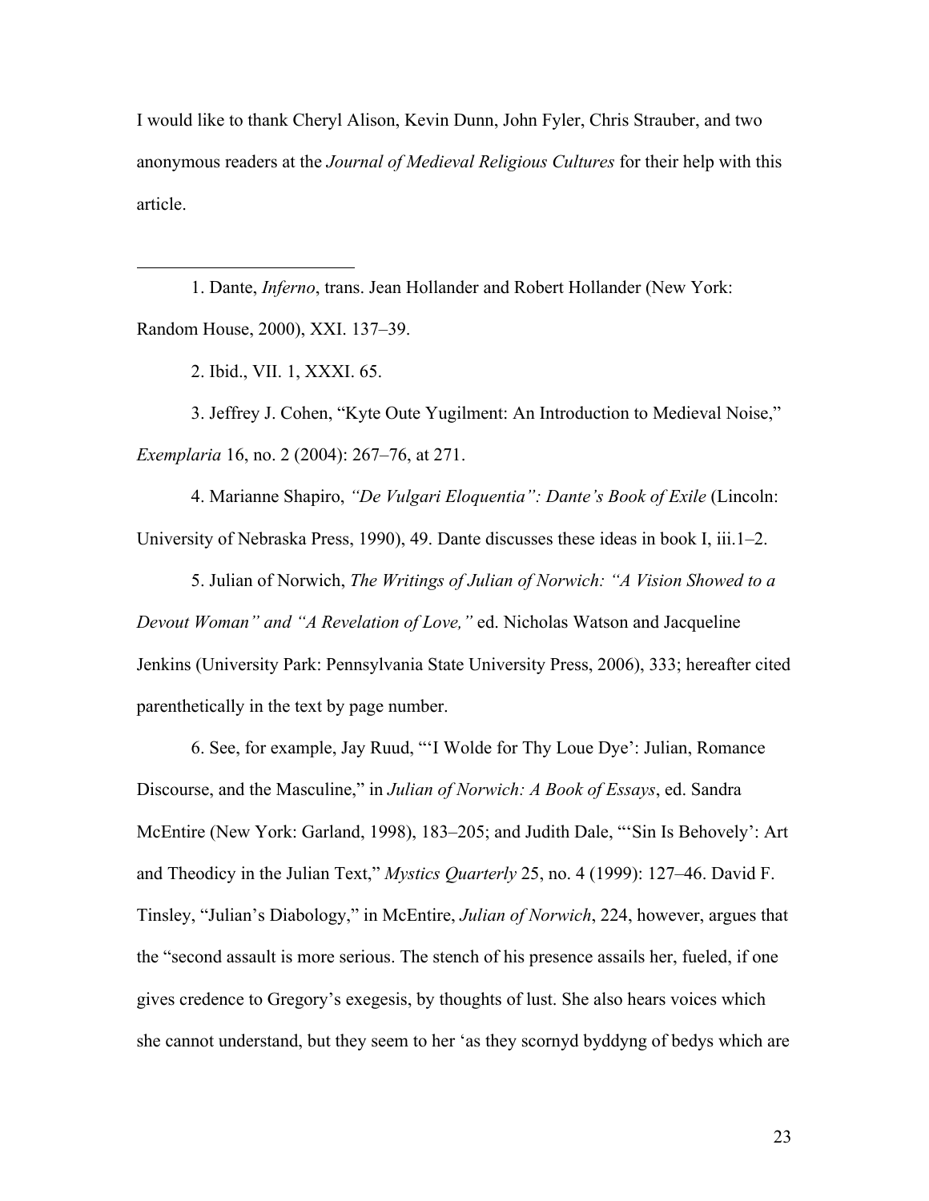I would like to thank Cheryl Alison, Kevin Dunn, John Fyler, Chris Strauber, and two anonymous readers at the *Journal of Medieval Religious Cultures* for their help with this article.

---

1. Dante, *Inferno*, trans. Jean Hollander and Robert Hollander (New York: Random House, 2000), XXI. 137–39.

2. Ibid., VII. 1, XXXI. 65.

3. Jeffrey J. Cohen, "Kyte Oute Yugilment: An Introduction to Medieval Noise," *Exemplaria* 16, no. 2 (2004): 267–76, at 271.

4. Marianne Shapiro, *"De Vulgari Eloquentia": Dante's Book of Exile* (Lincoln: University of Nebraska Press, 1990), 49. Dante discusses these ideas in book I, iii.1–2.

5. Julian of Norwich, *The Writings of Julian of Norwich: "A Vision Showed to a Devout Woman" and "A Revelation of Love,"* ed. Nicholas Watson and Jacqueline Jenkins (University Park: Pennsylvania State University Press, 2006), 333; hereafter cited parenthetically in the text by page number.

6. See, for example, Jay Ruud, "'I Wolde for Thy Loue Dye': Julian, Romance Discourse, and the Masculine," in *Julian of Norwich: A Book of Essays*, ed. Sandra McEntire (New York: Garland, 1998), 183–205; and Judith Dale, "'Sin Is Behovely': Art and Theodicy in the Julian Text," *Mystics Quarterly* 25, no. 4 (1999): 127–46. David F. Tinsley, "Julian's Diabology," in McEntire, *Julian of Norwich*, 224, however, argues that the "second assault is more serious. The stench of his presence assails her, fueled, if one gives credence to Gregory's exegesis, by thoughts of lust. She also hears voices which she cannot understand, but they seem to her 'as they scornyd byddyng of bedys which are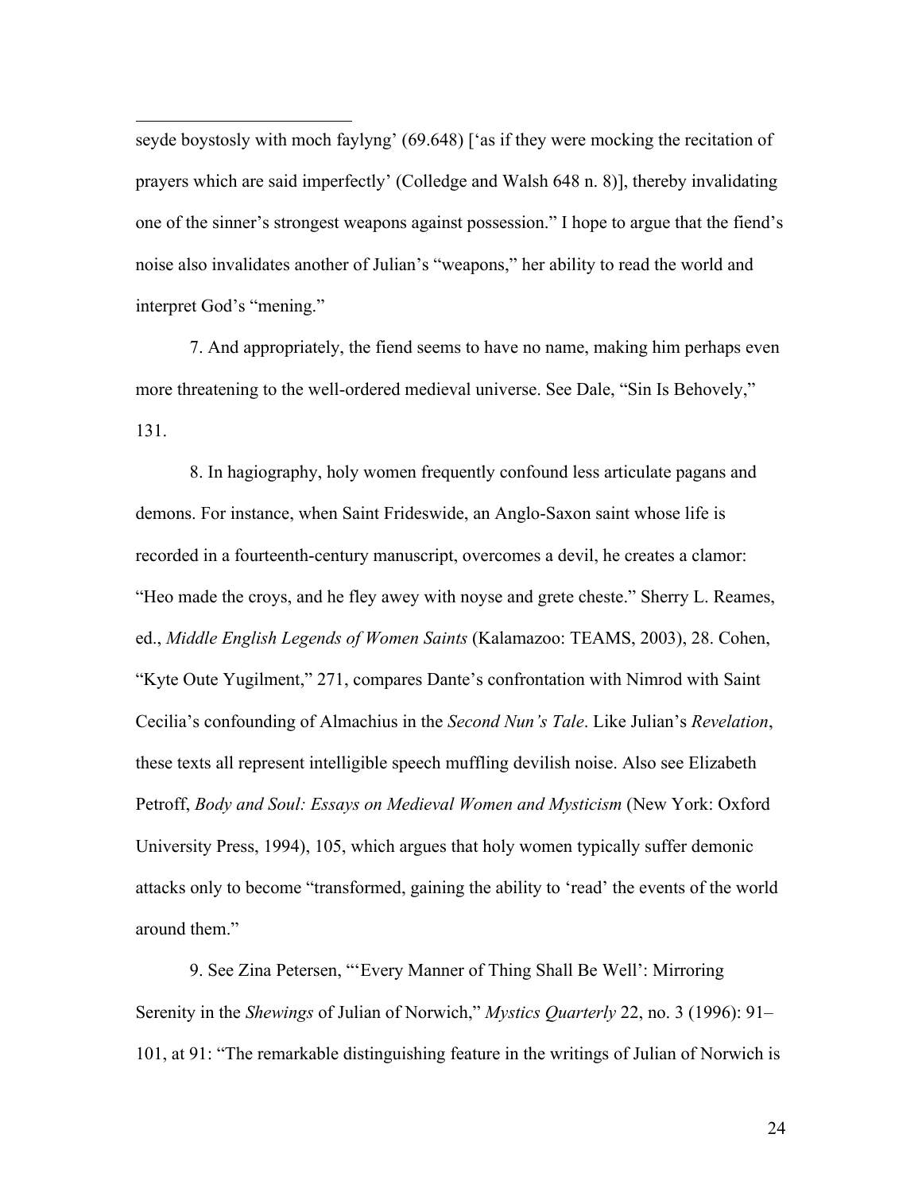seyde boystosly with moch faylyng' (69.648) ['as if they were mocking the recitation of prayers which are said imperfectly' (Colledge and Walsh 648 n. 8)], thereby invalidating one of the sinner's strongest weapons against possession." I hope to argue that the fiend's noise also invalidates another of Julian's "weapons," her ability to read the world and interpret God's "mening."

7. And appropriately, the fiend seems to have no name, making him perhaps even more threatening to the well-ordered medieval universe. See Dale, "Sin Is Behovely," 131.

8. In hagiography, holy women frequently confound less articulate pagans and demons. For instance, when Saint Frideswide, an Anglo-Saxon saint whose life is recorded in a fourteenth-century manuscript, overcomes a devil, he creates a clamor: "Heo made the croys, and he fley awey with noyse and grete cheste." Sherry L. Reames, ed., *Middle English Legends of Women Saints* (Kalamazoo: TEAMS, 2003), 28. Cohen, "Kyte Oute Yugilment," 271, compares Dante's confrontation with Nimrod with Saint Cecilia's confounding of Almachius in the *Second Nun's Tale*. Like Julian's *Revelation*, these texts all represent intelligible speech muffling devilish noise. Also see Elizabeth Petroff, *Body and Soul: Essays on Medieval Women and Mysticism* (New York: Oxford University Press, 1994), 105, which argues that holy women typically suffer demonic attacks only to become "transformed, gaining the ability to 'read' the events of the world around them."

9. See Zina Petersen, "'Every Manner of Thing Shall Be Well': Mirroring Serenity in the *Shewings* of Julian of Norwich," *Mystics Quarterly* 22, no. 3 (1996): 91–101, at 91: "The remarkable distinguishing feature in the writings of Julian of Norwich is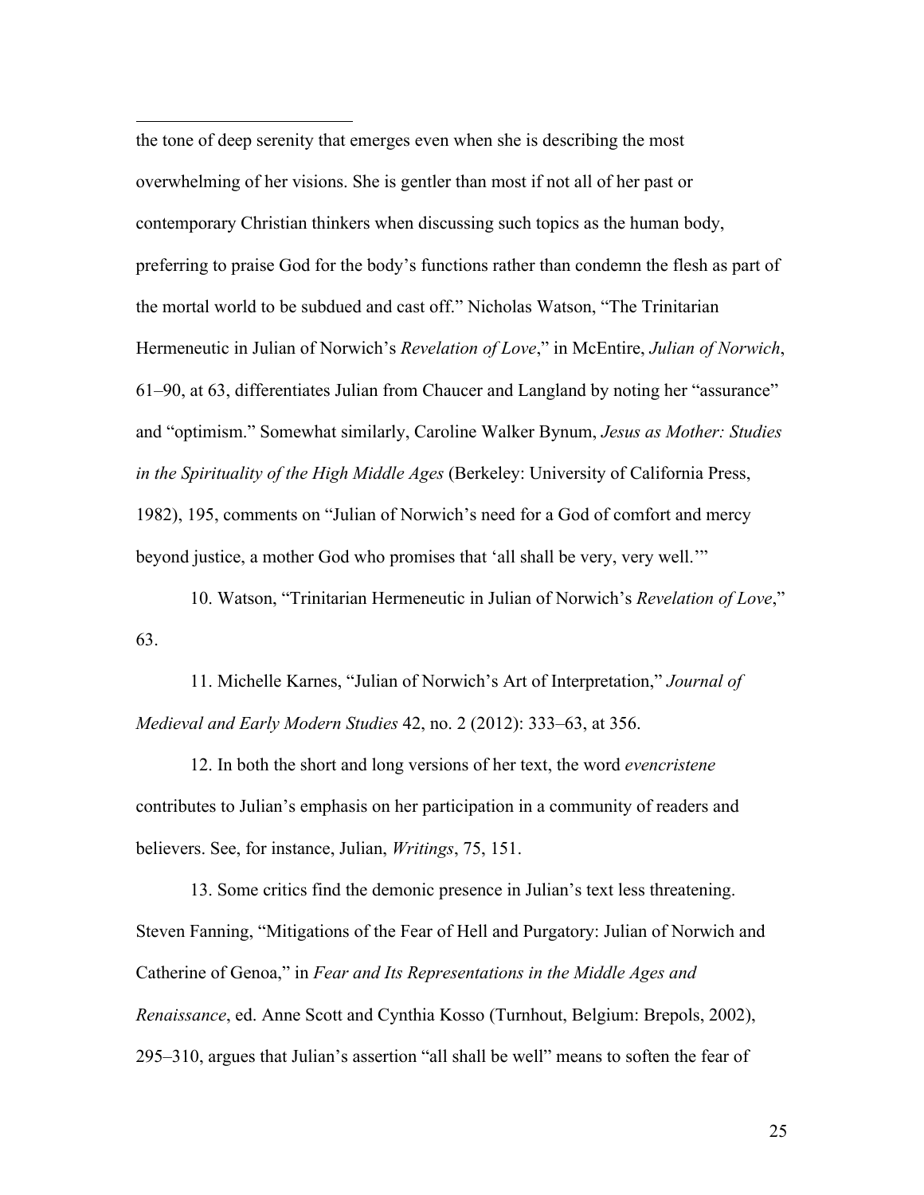the tone of deep serenity that emerges even when she is describing the most overwhelming of her visions. She is gentler than most if not all of her past or contemporary Christian thinkers when discussing such topics as the human body, preferring to praise God for the body's functions rather than condemn the flesh as part of the mortal world to be subdued and cast off." Nicholas Watson, "The Trinitarian Hermeneutic in Julian of Norwich's *Revelation of Love*," in McEntire, *Julian of Norwich*, 61–90, at 63, differentiates Julian from Chaucer and Langland by noting her "assurance" and "optimism." Somewhat similarly, Caroline Walker Bynum, *Jesus as Mother: Studies in the Spirituality of the High Middle Ages* (Berkeley: University of California Press, 1982), 195, comments on "Julian of Norwich's need for a God of comfort and mercy beyond justice, a mother God who promises that 'all shall be very, very well.'"

10. Watson, "Trinitarian Hermeneutic in Julian of Norwich's *Revelation of Love*," 63.

11. Michelle Karnes, "Julian of Norwich's Art of Interpretation," *Journal of Medieval and Early Modern Studies* 42, no. 2 (2012): 333–63, at 356.

12. In both the short and long versions of her text, the word *evencristene* contributes to Julian's emphasis on her participation in a community of readers and believers. See, for instance, Julian, *Writings*, 75, 151.

13. Some critics find the demonic presence in Julian's text less threatening. Steven Fanning, "Mitigations of the Fear of Hell and Purgatory: Julian of Norwich and Catherine of Genoa," in *Fear and Its Representations in the Middle Ages and Renaissance*, ed. Anne Scott and Cynthia Kosso (Turnhout, Belgium: Brepols, 2002), 295–310, argues that Julian's assertion "all shall be well" means to soften the fear of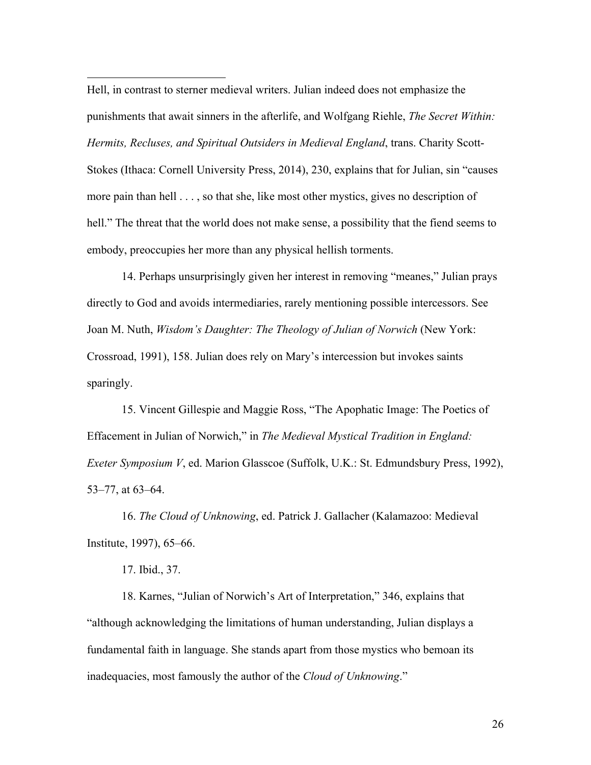Hell, in contrast to sterner medieval writers. Julian indeed does not emphasize the punishments that await sinners in the afterlife, and Wolfgang Riehle, *The Secret Within: Hermits, Recluses, and Spiritual Outsiders in Medieval England*, trans. Charity Scott-Stokes (Ithaca: Cornell University Press, 2014), 230, explains that for Julian, sin "causes more pain than hell . . . , so that she, like most other mystics, gives no description of hell." The threat that the world does not make sense, a possibility that the fiend seems to embody, preoccupies her more than any physical hellish torments.

14. Perhaps unsurprisingly given her interest in removing "meanes," Julian prays directly to God and avoids intermediaries, rarely mentioning possible intercessors. See Joan M. Nuth, *Wisdom's Daughter: The Theology of Julian of Norwich* (New York: Crossroad, 1991), 158. Julian does rely on Mary's intercession but invokes saints sparingly.

15. Vincent Gillespie and Maggie Ross, "The Apophatic Image: The Poetics of Effacement in Julian of Norwich," in *The Medieval Mystical Tradition in England: Exeter Symposium V*, ed. Marion Glasscoe (Suffolk, U.K.: St. Edmundsbury Press, 1992), 53–77, at 63–64.

16. *The Cloud of Unknowing*, ed. Patrick J. Gallacher (Kalamazoo: Medieval Institute, 1997), 65–66.

17. Ibid., 37.

18. Karnes, "Julian of Norwich's Art of Interpretation," 346, explains that "although acknowledging the limitations of human understanding, Julian displays a fundamental faith in language. She stands apart from those mystics who bemoan its inadequacies, most famously the author of the *Cloud of Unknowing*."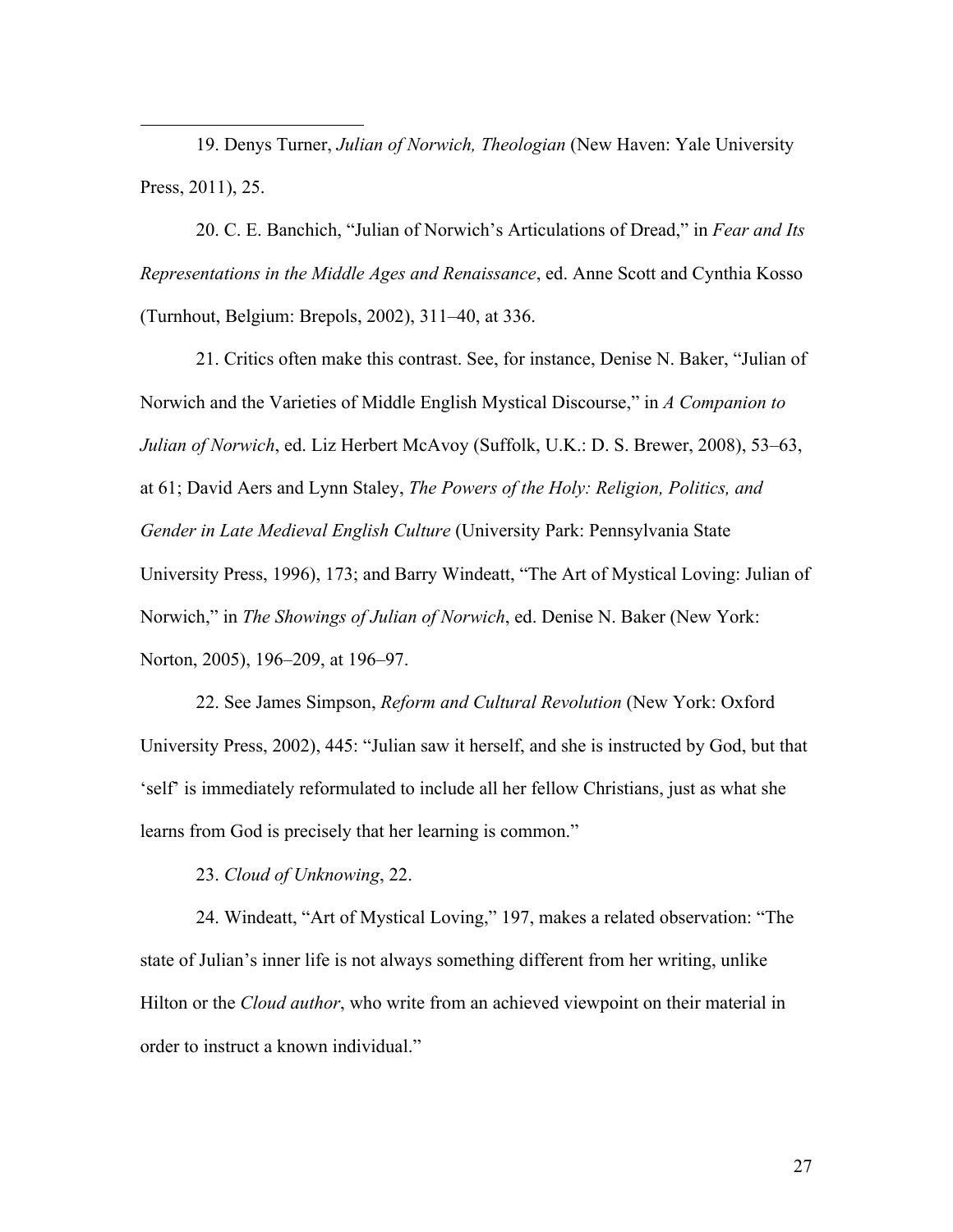19. Denys Turner, *Julian of Norwich, Theologian* (New Haven: Yale University Press, 2011), 25.

20. C. E. Banchich, "Julian of Norwich's Articulations of Dread," in *Fear and Its Representations in the Middle Ages and Renaissance*, ed. Anne Scott and Cynthia Kosso (Turnhout, Belgium: Brepols, 2002), 311–40, at 336.

21. Critics often make this contrast. See, for instance, Denise N. Baker, "Julian of Norwich and the Varieties of Middle English Mystical Discourse," in *A Companion to Julian of Norwich*, ed. Liz Herbert McAvoy (Suffolk, U.K.: D. S. Brewer, 2008), 53–63, at 61; David Aers and Lynn Staley, *The Powers of the Holy: Religion, Politics, and Gender in Late Medieval English Culture* (University Park: Pennsylvania State University Press, 1996), 173; and Barry Windeatt, "The Art of Mystical Loving: Julian of Norwich," in *The Showings of Julian of Norwich*, ed. Denise N. Baker (New York: Norton, 2005), 196–209, at 196–97.

22. See James Simpson, *Reform and Cultural Revolution* (New York: Oxford University Press, 2002), 445: "Julian saw it herself, and she is instructed by God, but that 'self' is immediately reformulated to include all her fellow Christians, just as what she learns from God is precisely that her learning is common."

23. *Cloud of Unknowing*, 22.

24. Windeatt, "Art of Mystical Loving," 197, makes a related observation: "The state of Julian's inner life is not always something different from her writing, unlike Hilton or the *Cloud author*, who write from an achieved viewpoint on their material in order to instruct a known individual."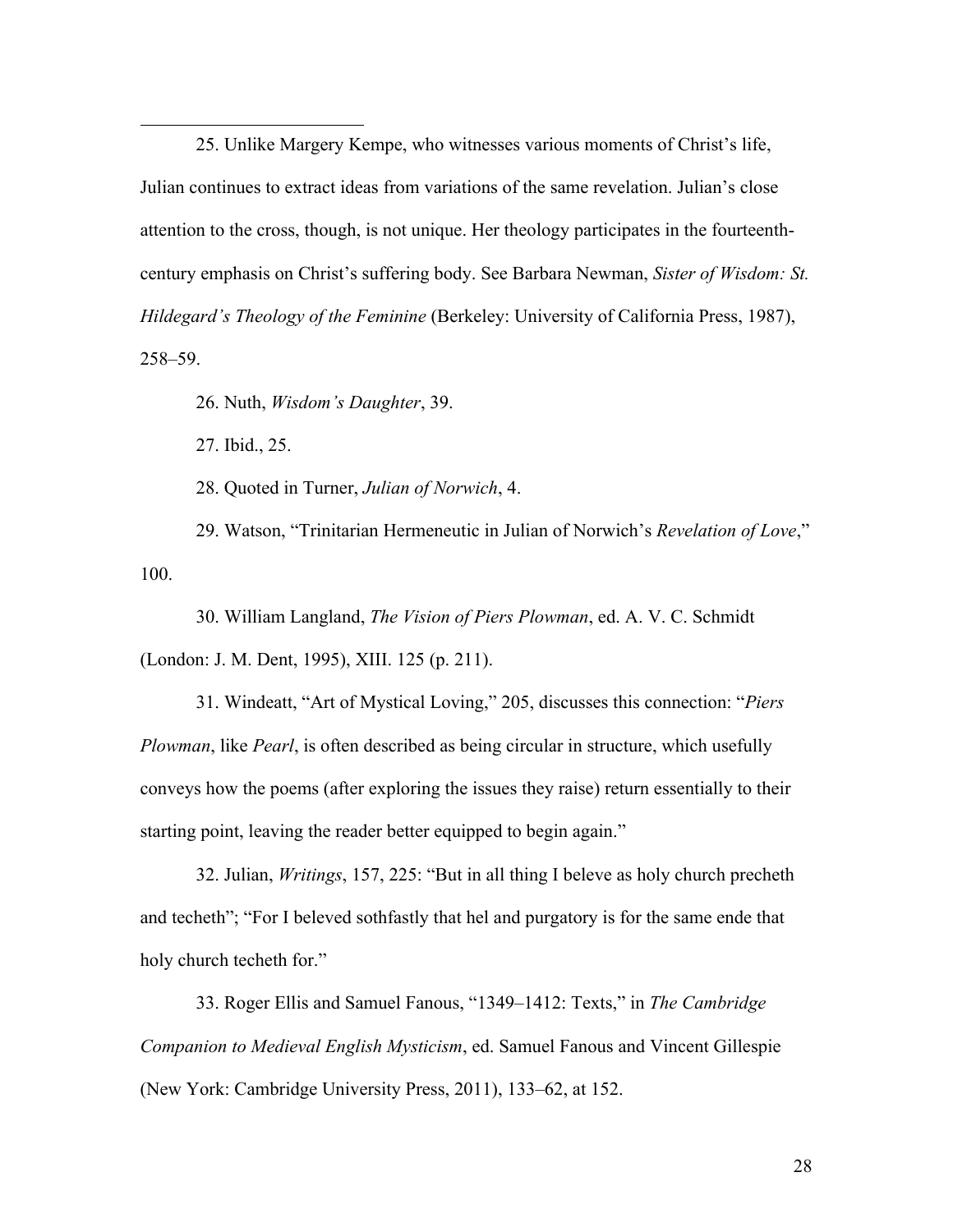25. Unlike Margery Kempe, who witnesses various moments of Christ's life, Julian continues to extract ideas from variations of the same revelation. Julian's close attention to the cross, though, is not unique. Her theology participates in the fourteenth-century emphasis on Christ's suffering body. See Barbara Newman, *Sister of Wisdom: St. Hildegard's Theology of the Feminine* (Berkeley: University of California Press, 1987), 258–59.

26. Nuth, *Wisdom's Daughter*, 39.

27. Ibid., 25.

28. Quoted in Turner, *Julian of Norwich*, 4.

29. Watson, "Trinitarian Hermeneutic in Julian of Norwich's *Revelation of Love*," 100.

30. William Langland, *The Vision of Piers Plowman*, ed. A. V. C. Schmidt (London: J. M. Dent, 1995), XIII. 125 (p. 211).

31. Windeatt, "Art of Mystical Loving," 205, discusses this connection: "*Piers Plowman*, like *Pearl*, is often described as being circular in structure, which usefully conveys how the poems (after exploring the issues they raise) return essentially to their starting point, leaving the reader better equipped to begin again."

32. Julian, *Writings*, 157, 225: "But in all thing I beleve as holy church precheth and techeth"; "For I beleved sothfastly that hel and purgatory is for the same ende that holy church techeth for."

33. Roger Ellis and Samuel Fanous, "1349–1412: Texts," in *The Cambridge Companion to Medieval English Mysticism*, ed. Samuel Fanous and Vincent Gillespie (New York: Cambridge University Press, 2011), 133–62, at 152.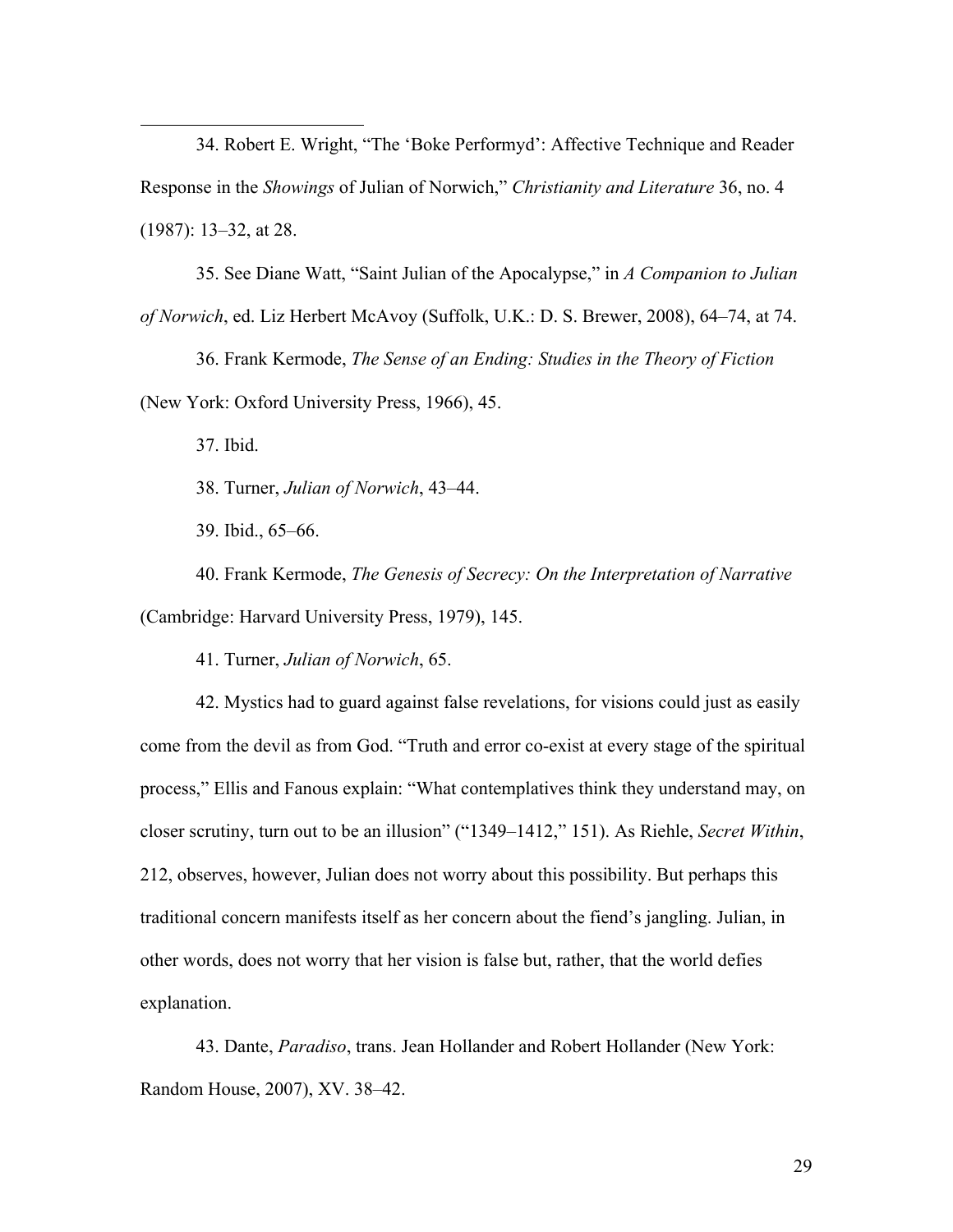34. Robert E. Wright, "The 'Boke Performyd': Affective Technique and Reader Response in the *Showings* of Julian of Norwich," *Christianity and Literature* 36, no. 4 (1987): 13–32, at 28.

35. See Diane Watt, "Saint Julian of the Apocalypse," in *A Companion to Julian of Norwich*, ed. Liz Herbert McAvoy (Suffolk, U.K.: D. S. Brewer, 2008), 64–74, at 74.

36. Frank Kermode, *The Sense of an Ending: Studies in the Theory of Fiction* (New York: Oxford University Press, 1966), 45.

37. Ibid.

38. Turner, *Julian of Norwich*, 43–44.

39. Ibid., 65–66.

40. Frank Kermode, *The Genesis of Secrecy: On the Interpretation of Narrative* (Cambridge: Harvard University Press, 1979), 145.

41. Turner, *Julian of Norwich*, 65.

42. Mystics had to guard against false revelations, for visions could just as easily come from the devil as from God. "Truth and error co-exist at every stage of the spiritual process," Ellis and Fanous explain: "What contemplatives think they understand may, on closer scrutiny, turn out to be an illusion" ("1349–1412," 151). As Riehle, *Secret Within*, 212, observes, however, Julian does not worry about this possibility. But perhaps this traditional concern manifests itself as her concern about the fiend's jangling. Julian, in other words, does not worry that her vision is false but, rather, that the world defies explanation.

43. Dante, *Paradiso*, trans. Jean Hollander and Robert Hollander (New York: Random House, 2007), XV. 38–42.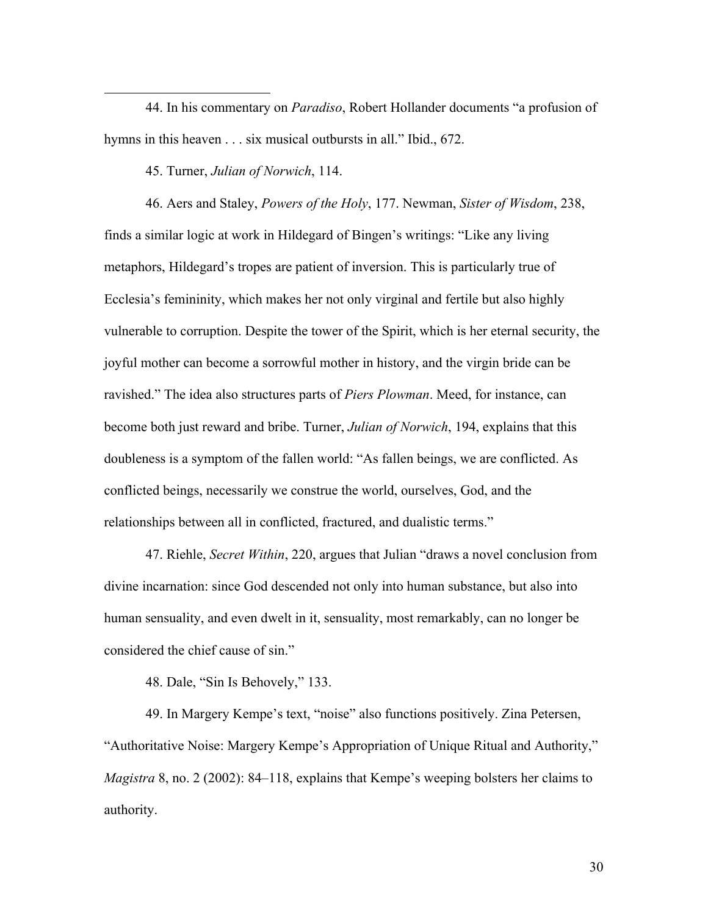44. In his commentary on *Paradiso*, Robert Hollander documents "a profusion of hymns in this heaven . . . six musical outbursts in all." Ibid., 672.

45. Turner, *Julian of Norwich*, 114.

46. Aers and Staley, *Powers of the Holy*, 177. Newman, *Sister of Wisdom*, 238, finds a similar logic at work in Hildegard of Bingen's writings: "Like any living metaphors, Hildegard's tropes are patient of inversion. This is particularly true of Ecclesia's femininity, which makes her not only virginal and fertile but also highly vulnerable to corruption. Despite the tower of the Spirit, which is her eternal security, the joyful mother can become a sorrowful mother in history, and the virgin bride can be ravished." The idea also structures parts of *Piers Plowman*. Meed, for instance, can become both just reward and bribe. Turner, *Julian of Norwich*, 194, explains that this doubleness is a symptom of the fallen world: "As fallen beings, we are conflicted. As conflicted beings, necessarily we construe the world, ourselves, God, and the relationships between all in conflicted, fractured, and dualistic terms."

47. Riehle, *Secret Within*, 220, argues that Julian "draws a novel conclusion from divine incarnation: since God descended not only into human substance, but also into human sensuality, and even dwelt in it, sensuality, most remarkably, can no longer be considered the chief cause of sin."

48. Dale, "Sin Is Behovely," 133.

49. In Margery Kempe's text, "noise" also functions positively. Zina Petersen, "Authoritative Noise: Margery Kempe's Appropriation of Unique Ritual and Authority," *Magistra* 8, no. 2 (2002): 84–118, explains that Kempe's weeping bolsters her claims to authority.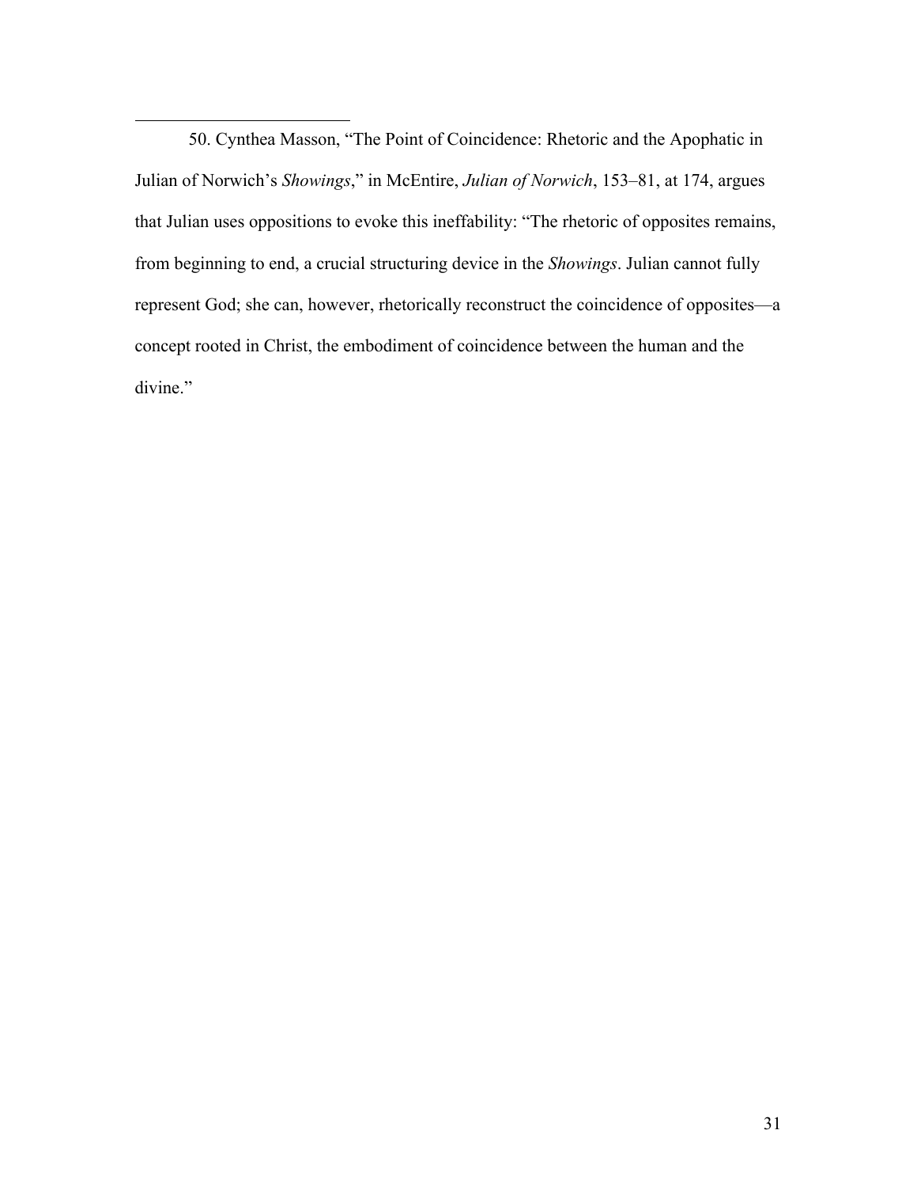50. Cynthea Masson, "The Point of Coincidence: Rhetoric and the Apophatic in Julian of Norwich's *Showings*," in McEntire, *Julian of Norwich*, 153–81, at 174, argues that Julian uses oppositions to evoke this ineffability: "The rhetoric of opposites remains, from beginning to end, a crucial structuring device in the *Showings*. Julian cannot fully represent God; she can, however, rhetorically reconstruct the coincidence of opposites—a concept rooted in Christ, the embodiment of coincidence between the human and the divine."